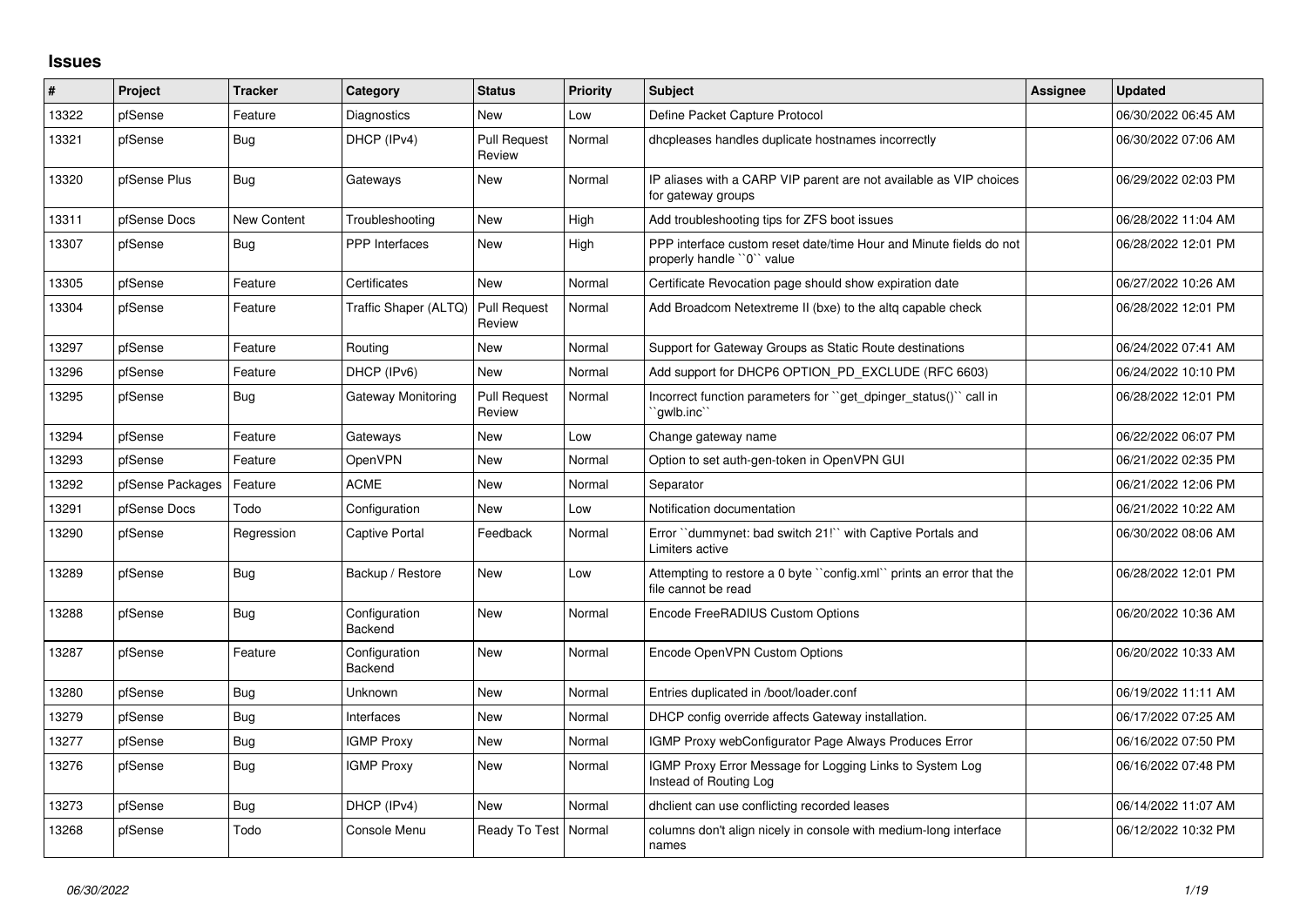# Issues

| # | Project | Tracker | Category | Status | Priority | Subject | Assignee | Updated |
|---|---|---|---|---|---|---|---|---|
| 13322 | pfSense | Feature | Diagnostics | New | Low | Define Packet Capture Protocol | | 06/30/2022 06:45 AM |
| 13321 | pfSense | Bug | DHCP (IPv4) | Pull Request Review | Normal | dhcpleases handles duplicate hostnames incorrectly | | 06/30/2022 07:06 AM |
| 13320 | pfSense Plus | Bug | Gateways | New | Normal | IP aliases with a CARP VIP parent are not available as VIP choices for gateway groups | | 06/29/2022 02:03 PM |
| 13311 | pfSense Docs | New Content | Troubleshooting | New | High | Add troubleshooting tips for ZFS boot issues | | 06/28/2022 11:04 AM |
| 13307 | pfSense | Bug | PPP Interfaces | New | High | PPP interface custom reset date/time Hour and Minute fields do not properly handle ``0`` value | | 06/28/2022 12:01 PM |
| 13305 | pfSense | Feature | Certificates | New | Normal | Certificate Revocation page should show expiration date | | 06/27/2022 10:26 AM |
| 13304 | pfSense | Feature | Traffic Shaper (ALTQ) | Pull Request Review | Normal | Add Broadcom Netextreme II (bxe) to the altq capable check | | 06/28/2022 12:01 PM |
| 13297 | pfSense | Feature | Routing | New | Normal | Support for Gateway Groups as Static Route destinations | | 06/24/2022 07:41 AM |
| 13296 | pfSense | Feature | DHCP (IPv6) | New | Normal | Add support for DHCP6 OPTION_PD_EXCLUDE (RFC 6603) | | 06/24/2022 10:10 PM |
| 13295 | pfSense | Bug | Gateway Monitoring | Pull Request Review | Normal | Incorrect function parameters for ``get_dpinger_status()`` call in ``gwlb.inc`` | | 06/28/2022 12:01 PM |
| 13294 | pfSense | Feature | Gateways | New | Low | Change gateway name | | 06/22/2022 06:07 PM |
| 13293 | pfSense | Feature | OpenVPN | New | Normal | Option to set auth-gen-token in OpenVPN GUI | | 06/21/2022 02:35 PM |
| 13292 | pfSense Packages | Feature | ACME | New | Normal | Separator | | 06/21/2022 12:06 PM |
| 13291 | pfSense Docs | Todo | Configuration | New | Low | Notification documentation | | 06/21/2022 10:22 AM |
| 13290 | pfSense | Regression | Captive Portal | Feedback | Normal | Error ``dummynet: bad switch 21!`` with Captive Portals and Limiters active | | 06/30/2022 08:06 AM |
| 13289 | pfSense | Bug | Backup / Restore | New | Low | Attempting to restore a 0 byte ``config.xml`` prints an error that the file cannot be read | | 06/28/2022 12:01 PM |
| 13288 | pfSense | Bug | Configuration Backend | New | Normal | Encode FreeRADIUS Custom Options | | 06/20/2022 10:36 AM |
| 13287 | pfSense | Feature | Configuration Backend | New | Normal | Encode OpenVPN Custom Options | | 06/20/2022 10:33 AM |
| 13280 | pfSense | Bug | Unknown | New | Normal | Entries duplicated in /boot/loader.conf | | 06/19/2022 11:11 AM |
| 13279 | pfSense | Bug | Interfaces | New | Normal | DHCP config override affects Gateway installation. | | 06/17/2022 07:25 AM |
| 13277 | pfSense | Bug | IGMP Proxy | New | Normal | IGMP Proxy webConfigurator Page Always Produces Error | | 06/16/2022 07:50 PM |
| 13276 | pfSense | Bug | IGMP Proxy | New | Normal | IGMP Proxy Error Message for Logging Links to System Log Instead of Routing Log | | 06/16/2022 07:48 PM |
| 13273 | pfSense | Bug | DHCP (IPv4) | New | Normal | dhclient can use conflicting recorded leases | | 06/14/2022 11:07 AM |
| 13268 | pfSense | Todo | Console Menu | Ready To Test | Normal | columns don't align nicely in console with medium-long interface names | | 06/12/2022 10:32 PM |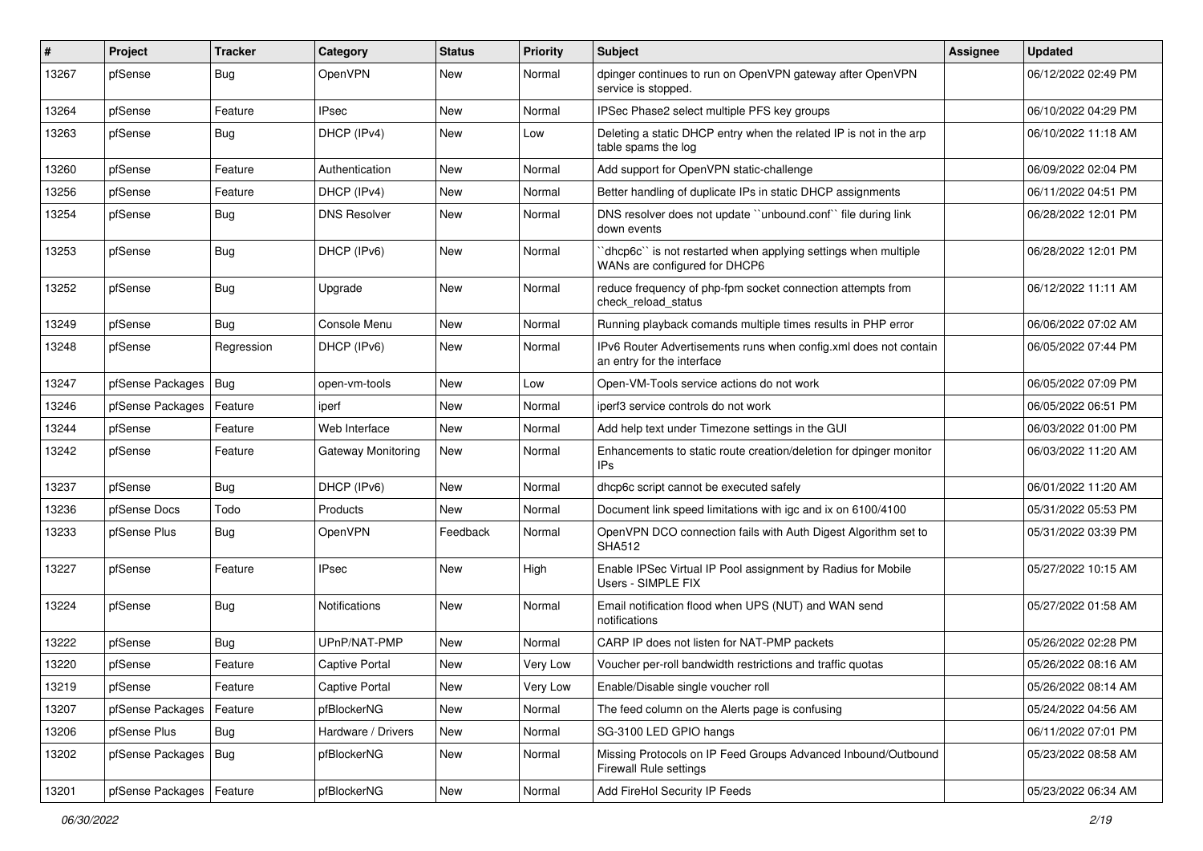| # | Project | Tracker | Category | Status | Priority | Subject | Assignee | Updated |
|---|---|---|---|---|---|---|---|---|
| 13267 | pfSense | Bug | OpenVPN | New | Normal | dpinger continues to run on OpenVPN gateway after OpenVPN service is stopped. | | 06/12/2022 02:49 PM |
| 13264 | pfSense | Feature | IPsec | New | Normal | IPSec Phase2 select multiple PFS key groups | | 06/10/2022 04:29 PM |
| 13263 | pfSense | Bug | DHCP (IPv4) | New | Low | Deleting a static DHCP entry when the related IP is not in the arp table spams the log | | 06/10/2022 11:18 AM |
| 13260 | pfSense | Feature | Authentication | New | Normal | Add support for OpenVPN static-challenge | | 06/09/2022 02:04 PM |
| 13256 | pfSense | Feature | DHCP (IPv4) | New | Normal | Better handling of duplicate IPs in static DHCP assignments | | 06/11/2022 04:51 PM |
| 13254 | pfSense | Bug | DNS Resolver | New | Normal | DNS resolver does not update ``unbound.conf`` file during link down events | | 06/28/2022 12:01 PM |
| 13253 | pfSense | Bug | DHCP (IPv6) | New | Normal | ``dhcp6c`` is not restarted when applying settings when multiple WANs are configured for DHCP6 | | 06/28/2022 12:01 PM |
| 13252 | pfSense | Bug | Upgrade | New | Normal | reduce frequency of php-fpm socket connection attempts from check_reload_status | | 06/12/2022 11:11 AM |
| 13249 | pfSense | Bug | Console Menu | New | Normal | Running playback comands multiple times results in PHP error | | 06/06/2022 07:02 AM |
| 13248 | pfSense | Regression | DHCP (IPv6) | New | Normal | IPv6 Router Advertisements runs when config.xml does not contain an entry for the interface | | 06/05/2022 07:44 PM |
| 13247 | pfSense Packages | Bug | open-vm-tools | New | Low | Open-VM-Tools service actions do not work | | 06/05/2022 07:09 PM |
| 13246 | pfSense Packages | Feature | iperf | New | Normal | iperf3 service controls do not work | | 06/05/2022 06:51 PM |
| 13244 | pfSense | Feature | Web Interface | New | Normal | Add help text under Timezone settings in the GUI | | 06/03/2022 01:00 PM |
| 13242 | pfSense | Feature | Gateway Monitoring | New | Normal | Enhancements to static route creation/deletion for dpinger monitor IPs | | 06/03/2022 11:20 AM |
| 13237 | pfSense | Bug | DHCP (IPv6) | New | Normal | dhcp6c script cannot be executed safely | | 06/01/2022 11:20 AM |
| 13236 | pfSense Docs | Todo | Products | New | Normal | Document link speed limitations with igc and ix on 6100/4100 | | 05/31/2022 05:53 PM |
| 13233 | pfSense Plus | Bug | OpenVPN | Feedback | Normal | OpenVPN DCO connection fails with Auth Digest Algorithm set to SHA512 | | 05/31/2022 03:39 PM |
| 13227 | pfSense | Feature | IPsec | New | High | Enable IPSec Virtual IP Pool assignment by Radius for Mobile Users - SIMPLE FIX | | 05/27/2022 10:15 AM |
| 13224 | pfSense | Bug | Notifications | New | Normal | Email notification flood when UPS (NUT) and WAN send notifications | | 05/27/2022 01:58 AM |
| 13222 | pfSense | Bug | UPnP/NAT-PMP | New | Normal | CARP IP does not listen for NAT-PMP packets | | 05/26/2022 02:28 PM |
| 13220 | pfSense | Feature | Captive Portal | New | Very Low | Voucher per-roll bandwidth restrictions and traffic quotas | | 05/26/2022 08:16 AM |
| 13219 | pfSense | Feature | Captive Portal | New | Very Low | Enable/Disable single voucher roll | | 05/26/2022 08:14 AM |
| 13207 | pfSense Packages | Feature | pfBlockerNG | New | Normal | The feed column on the Alerts page is confusing | | 05/24/2022 04:56 AM |
| 13206 | pfSense Plus | Bug | Hardware / Drivers | New | Normal | SG-3100 LED GPIO hangs | | 06/11/2022 07:01 PM |
| 13202 | pfSense Packages | Bug | pfBlockerNG | New | Normal | Missing Protocols on IP Feed Groups Advanced Inbound/Outbound Firewall Rule settings | | 05/23/2022 08:58 AM |
| 13201 | pfSense Packages | Feature | pfBlockerNG | New | Normal | Add FireHol Security IP Feeds | | 05/23/2022 06:34 AM |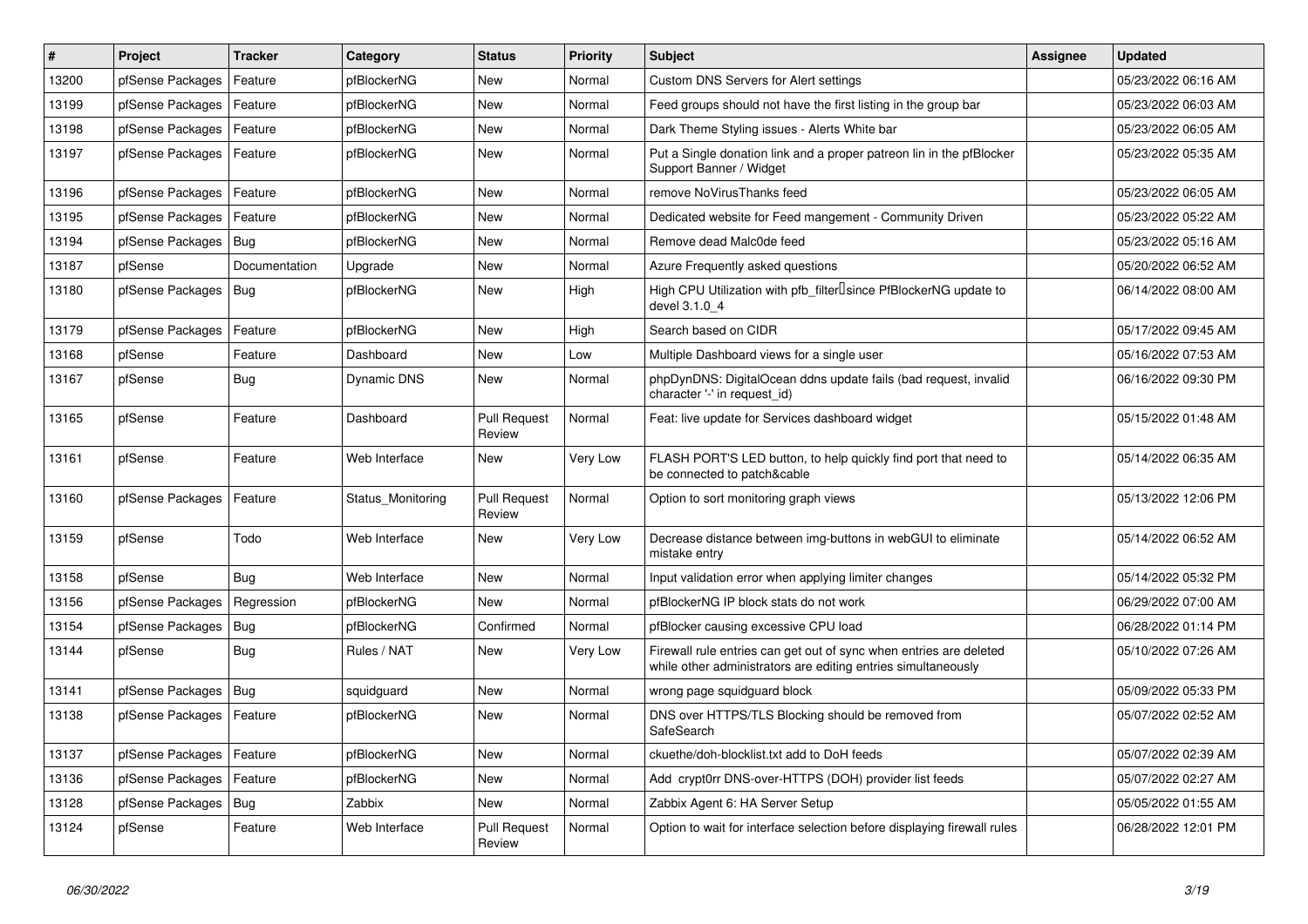| # | Project | Tracker | Category | Status | Priority | Subject | Assignee | Updated |
|---|---|---|---|---|---|---|---|---|
| 13200 | pfSense Packages | Feature | pfBlockerNG | New | Normal | Custom DNS Servers for Alert settings | | 05/23/2022 06:16 AM |
| 13199 | pfSense Packages | Feature | pfBlockerNG | New | Normal | Feed groups should not have the first listing in the group bar | | 05/23/2022 06:03 AM |
| 13198 | pfSense Packages | Feature | pfBlockerNG | New | Normal | Dark Theme Styling issues - Alerts White bar | | 05/23/2022 06:05 AM |
| 13197 | pfSense Packages | Feature | pfBlockerNG | New | Normal | Put a Single donation link and a proper patreon lin in the pfBlocker Support Banner / Widget | | 05/23/2022 05:35 AM |
| 13196 | pfSense Packages | Feature | pfBlockerNG | New | Normal | remove NoVirusThanks feed | | 05/23/2022 06:05 AM |
| 13195 | pfSense Packages | Feature | pfBlockerNG | New | Normal | Dedicated website for Feed mangement - Community Driven | | 05/23/2022 05:22 AM |
| 13194 | pfSense Packages | Bug | pfBlockerNG | New | Normal | Remove dead Malc0de feed | | 05/23/2022 05:16 AM |
| 13187 | pfSense | Documentation | Upgrade | New | Normal | Azure Frequently asked questions | | 05/20/2022 06:52 AM |
| 13180 | pfSense Packages | Bug | pfBlockerNG | New | High | High CPU Utilization with pfb_filter since PfBlockerNG update to devel 3.1.0_4 | | 06/14/2022 08:00 AM |
| 13179 | pfSense Packages | Feature | pfBlockerNG | New | High | Search based on CIDR | | 05/17/2022 09:45 AM |
| 13168 | pfSense | Feature | Dashboard | New | Low | Multiple Dashboard views for a single user | | 05/16/2022 07:53 AM |
| 13167 | pfSense | Bug | Dynamic DNS | New | Normal | phpDynDNS: DigitalOcean ddns update fails (bad request, invalid character '-' in request_id) | | 06/16/2022 09:30 PM |
| 13165 | pfSense | Feature | Dashboard | Pull Request Review | Normal | Feat: live update for Services dashboard widget | | 05/15/2022 01:48 AM |
| 13161 | pfSense | Feature | Web Interface | New | Very Low | FLASH PORT'S LED button, to help quickly find port that need to be connected to patch&cable | | 05/14/2022 06:35 AM |
| 13160 | pfSense Packages | Feature | Status_Monitoring | Pull Request Review | Normal | Option to sort monitoring graph views | | 05/13/2022 12:06 PM |
| 13159 | pfSense | Todo | Web Interface | New | Very Low | Decrease distance between img-buttons in webGUI to eliminate mistake entry | | 05/14/2022 06:52 AM |
| 13158 | pfSense | Bug | Web Interface | New | Normal | Input validation error when applying limiter changes | | 05/14/2022 05:32 PM |
| 13156 | pfSense Packages | Regression | pfBlockerNG | New | Normal | pfBlockerNG IP block stats do not work | | 06/29/2022 07:00 AM |
| 13154 | pfSense Packages | Bug | pfBlockerNG | Confirmed | Normal | pfBlocker causing excessive CPU load | | 06/28/2022 01:14 PM |
| 13144 | pfSense | Bug | Rules / NAT | New | Very Low | Firewall rule entries can get out of sync when entries are deleted while other administrators are editing entries simultaneously | | 05/10/2022 07:26 AM |
| 13141 | pfSense Packages | Bug | squidguard | New | Normal | wrong page squidguard block | | 05/09/2022 05:33 PM |
| 13138 | pfSense Packages | Feature | pfBlockerNG | New | Normal | DNS over HTTPS/TLS Blocking should be removed from SafeSearch | | 05/07/2022 02:52 AM |
| 13137 | pfSense Packages | Feature | pfBlockerNG | New | Normal | ckuethe/doh-blocklist.txt add to DoH feeds | | 05/07/2022 02:39 AM |
| 13136 | pfSense Packages | Feature | pfBlockerNG | New | Normal | Add crypt0rr DNS-over-HTTPS (DOH) provider list feeds | | 05/07/2022 02:27 AM |
| 13128 | pfSense Packages | Bug | Zabbix | New | Normal | Zabbix Agent 6: HA Server Setup | | 05/05/2022 01:55 AM |
| 13124 | pfSense | Feature | Web Interface | Pull Request Review | Normal | Option to wait for interface selection before displaying firewall rules | | 06/28/2022 12:01 PM |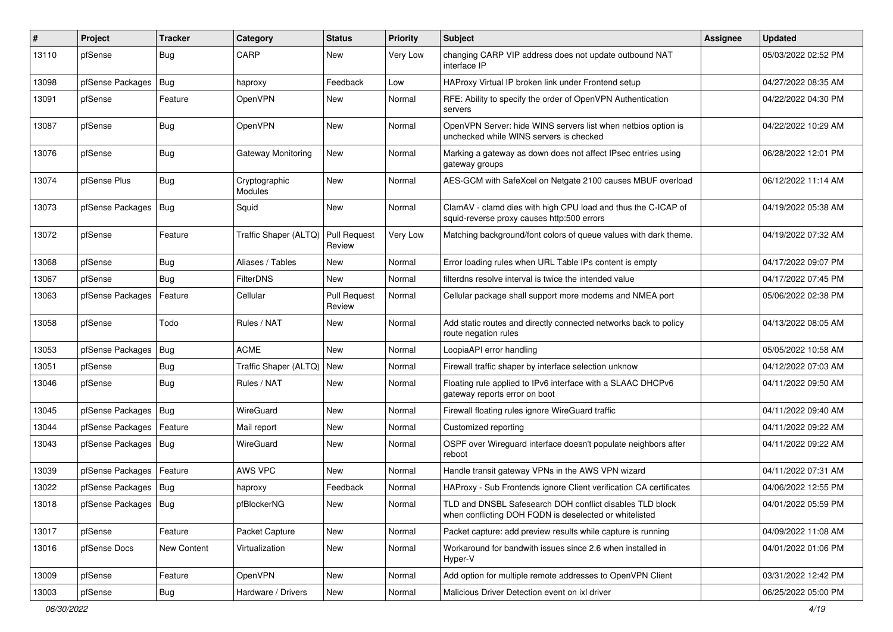| # | Project | Tracker | Category | Status | Priority | Subject | Assignee | Updated |
|---|---|---|---|---|---|---|---|---|
| 13110 | pfSense | Bug | CARP | New | Very Low | changing CARP VIP address does not update outbound NAT interface IP | | 05/03/2022 02:52 PM |
| 13098 | pfSense Packages | Bug | haproxy | Feedback | Low | HAProxy Virtual IP broken link under Frontend setup | | 04/27/2022 08:35 AM |
| 13091 | pfSense | Feature | OpenVPN | New | Normal | RFE: Ability to specify the order of OpenVPN Authentication servers | | 04/22/2022 04:30 PM |
| 13087 | pfSense | Bug | OpenVPN | New | Normal | OpenVPN Server: hide WINS servers list when netbios option is unchecked while WINS servers is checked | | 04/22/2022 10:29 AM |
| 13076 | pfSense | Bug | Gateway Monitoring | New | Normal | Marking a gateway as down does not affect IPsec entries using gateway groups | | 06/28/2022 12:01 PM |
| 13074 | pfSense Plus | Bug | Cryptographic Modules | New | Normal | AES-GCM with SafeXcel on Netgate 2100 causes MBUF overload | | 06/12/2022 11:14 AM |
| 13073 | pfSense Packages | Bug | Squid | New | Normal | ClamAV - clamd dies with high CPU load and thus the C-ICAP of squid-reverse proxy causes http:500 errors | | 04/19/2022 05:38 AM |
| 13072 | pfSense | Feature | Traffic Shaper (ALTQ) | Pull Request Review | Very Low | Matching background/font colors of queue values with dark theme. | | 04/19/2022 07:32 AM |
| 13068 | pfSense | Bug | Aliases / Tables | New | Normal | Error loading rules when URL Table IPs content is empty | | 04/17/2022 09:07 PM |
| 13067 | pfSense | Bug | FilterDNS | New | Normal | filterdns resolve interval is twice the intended value | | 04/17/2022 07:45 PM |
| 13063 | pfSense Packages | Feature | Cellular | Pull Request Review | Normal | Cellular package shall support more modems and NMEA port | | 05/06/2022 02:38 PM |
| 13058 | pfSense | Todo | Rules / NAT | New | Normal | Add static routes and directly connected networks back to policy route negation rules | | 04/13/2022 08:05 AM |
| 13053 | pfSense Packages | Bug | ACME | New | Normal | LoopiaAPI error handling | | 05/05/2022 10:58 AM |
| 13051 | pfSense | Bug | Traffic Shaper (ALTQ) | New | Normal | Firewall traffic shaper by interface selection unknow | | 04/12/2022 07:03 AM |
| 13046 | pfSense | Bug | Rules / NAT | New | Normal | Floating rule applied to IPv6 interface with a SLAAC DHCPv6 gateway reports error on boot | | 04/11/2022 09:50 AM |
| 13045 | pfSense Packages | Bug | WireGuard | New | Normal | Firewall floating rules ignore WireGuard traffic | | 04/11/2022 09:40 AM |
| 13044 | pfSense Packages | Feature | Mail report | New | Normal | Customized reporting | | 04/11/2022 09:22 AM |
| 13043 | pfSense Packages | Bug | WireGuard | New | Normal | OSPF over Wireguard interface doesn't populate neighbors after reboot | | 04/11/2022 09:22 AM |
| 13039 | pfSense Packages | Feature | AWS VPC | New | Normal | Handle transit gateway VPNs in the AWS VPN wizard | | 04/11/2022 07:31 AM |
| 13022 | pfSense Packages | Bug | haproxy | Feedback | Normal | HAProxy - Sub Frontends ignore Client verification CA certificates | | 04/06/2022 12:55 PM |
| 13018 | pfSense Packages | Bug | pfBlockerNG | New | Normal | TLD and DNSBL Safesearch DOH conflict disables TLD block when conflicting DOH FQDN is deselected or whitelisted | | 04/01/2022 05:59 PM |
| 13017 | pfSense | Feature | Packet Capture | New | Normal | Packet capture: add preview results while capture is running | | 04/09/2022 11:08 AM |
| 13016 | pfSense Docs | New Content | Virtualization | New | Normal | Workaround for bandwith issues since 2.6 when installed in Hyper-V | | 04/01/2022 01:06 PM |
| 13009 | pfSense | Feature | OpenVPN | New | Normal | Add option for multiple remote addresses to OpenVPN Client | | 03/31/2022 12:42 PM |
| 13003 | pfSense | Bug | Hardware / Drivers | New | Normal | Malicious Driver Detection event on ixl driver | | 06/25/2022 05:00 PM |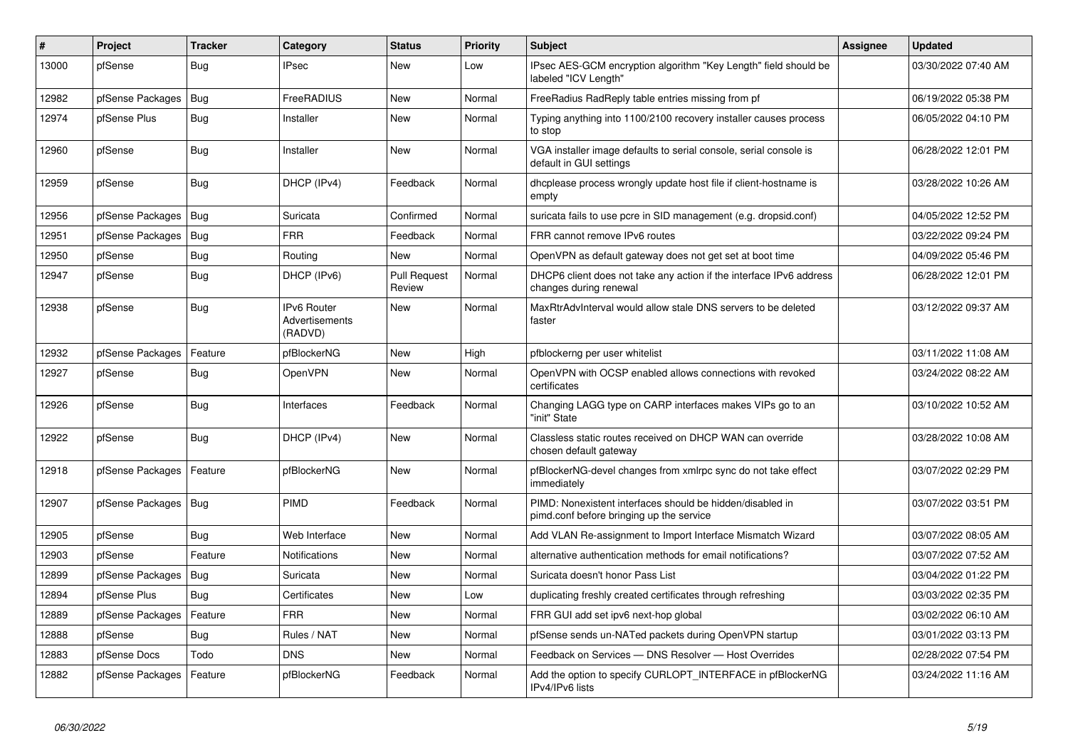| # | Project | Tracker | Category | Status | Priority | Subject | Assignee | Updated |
|---|---|---|---|---|---|---|---|---|
| 13000 | pfSense | Bug | IPsec | New | Low | IPsec AES-GCM encryption algorithm "Key Length" field should be labeled "ICV Length" | | 03/30/2022 07:40 AM |
| 12982 | pfSense Packages | Bug | FreeRADIUS | New | Normal | FreeRadius RadReply table entries missing from pf | | 06/19/2022 05:38 PM |
| 12974 | pfSense Plus | Bug | Installer | New | Normal | Typing anything into 1100/2100 recovery installer causes process to stop | | 06/05/2022 04:10 PM |
| 12960 | pfSense | Bug | Installer | New | Normal | VGA installer image defaults to serial console, serial console is default in GUI settings | | 06/28/2022 12:01 PM |
| 12959 | pfSense | Bug | DHCP (IPv4) | Feedback | Normal | dhcplease process wrongly update host file if client-hostname is empty | | 03/28/2022 10:26 AM |
| 12956 | pfSense Packages | Bug | Suricata | Confirmed | Normal | suricata fails to use pcre in SID management (e.g. dropsid.conf) | | 04/05/2022 12:52 PM |
| 12951 | pfSense Packages | Bug | FRR | Feedback | Normal | FRR cannot remove IPv6 routes | | 03/22/2022 09:24 PM |
| 12950 | pfSense | Bug | Routing | New | Normal | OpenVPN as default gateway does not get set at boot time | | 04/09/2022 05:46 PM |
| 12947 | pfSense | Bug | DHCP (IPv6) | Pull Request Review | Normal | DHCP6 client does not take any action if the interface IPv6 address changes during renewal | | 06/28/2022 12:01 PM |
| 12938 | pfSense | Bug | IPv6 Router Advertisements (RADVD) | New | Normal | MaxRtrAdvInterval would allow stale DNS servers to be deleted faster | | 03/12/2022 09:37 AM |
| 12932 | pfSense Packages | Feature | pfBlockerNG | New | High | pfblockerng per user whitelist | | 03/11/2022 11:08 AM |
| 12927 | pfSense | Bug | OpenVPN | New | Normal | OpenVPN with OCSP enabled allows connections with revoked certificates | | 03/24/2022 08:22 AM |
| 12926 | pfSense | Bug | Interfaces | Feedback | Normal | Changing LAGG type on CARP interfaces makes VIPs go to an "init" State | | 03/10/2022 10:52 AM |
| 12922 | pfSense | Bug | DHCP (IPv4) | New | Normal | Classless static routes received on DHCP WAN can override chosen default gateway | | 03/28/2022 10:08 AM |
| 12918 | pfSense Packages | Feature | pfBlockerNG | New | Normal | pfBlockerNG-devel changes from xmlrpc sync do not take effect immediately | | 03/07/2022 02:29 PM |
| 12907 | pfSense Packages | Bug | PIMD | Feedback | Normal | PIMD: Nonexistent interfaces should be hidden/disabled in pimd.conf before bringing up the service | | 03/07/2022 03:51 PM |
| 12905 | pfSense | Bug | Web Interface | New | Normal | Add VLAN Re-assignment to Import Interface Mismatch Wizard | | 03/07/2022 08:05 AM |
| 12903 | pfSense | Feature | Notifications | New | Normal | alternative authentication methods for email notifications? | | 03/07/2022 07:52 AM |
| 12899 | pfSense Packages | Bug | Suricata | New | Normal | Suricata doesn't honor Pass List | | 03/04/2022 01:22 PM |
| 12894 | pfSense Plus | Bug | Certificates | New | Low | duplicating freshly created certificates through refreshing | | 03/03/2022 02:35 PM |
| 12889 | pfSense Packages | Feature | FRR | New | Normal | FRR GUI add set ipv6 next-hop global | | 03/02/2022 06:10 AM |
| 12888 | pfSense | Bug | Rules / NAT | New | Normal | pfSense sends un-NATed packets during OpenVPN startup | | 03/01/2022 03:13 PM |
| 12883 | pfSense Docs | Todo | DNS | New | Normal | Feedback on Services — DNS Resolver — Host Overrides | | 02/28/2022 07:54 PM |
| 12882 | pfSense Packages | Feature | pfBlockerNG | Feedback | Normal | Add the option to specify CURLOPT_INTERFACE in pfBlockerNG IPv4/IPv6 lists | | 03/24/2022 11:16 AM |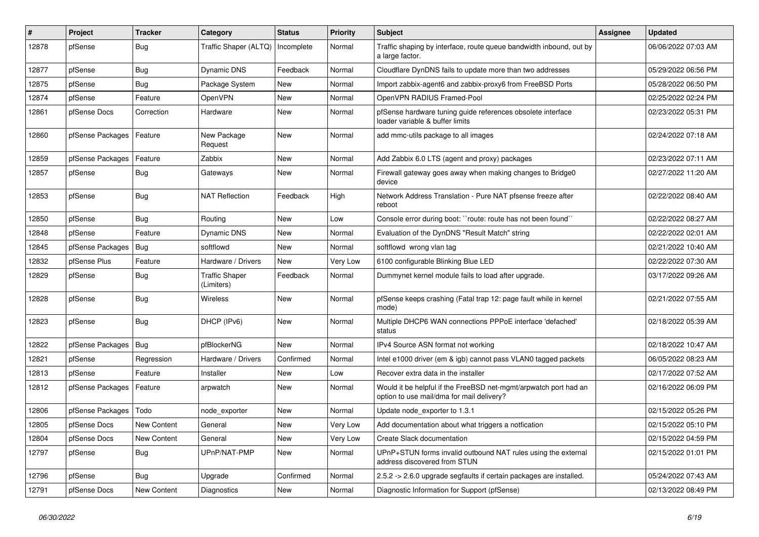| # | Project | Tracker | Category | Status | Priority | Subject | Assignee | Updated |
|---|---|---|---|---|---|---|---|---|
| 12878 | pfSense | Bug | Traffic Shaper (ALTQ) | Incomplete | Normal | Traffic shaping by interface, route queue bandwidth inbound, out by a large factor. | | 06/06/2022 07:03 AM |
| 12877 | pfSense | Bug | Dynamic DNS | Feedback | Normal | Cloudflare DynDNS fails to update more than two addresses | | 05/29/2022 06:56 PM |
| 12875 | pfSense | Bug | Package System | New | Normal | Import zabbix-agent6 and zabbix-proxy6 from FreeBSD Ports | | 05/28/2022 06:50 PM |
| 12874 | pfSense | Feature | OpenVPN | New | Normal | OpenVPN RADIUS Framed-Pool | | 02/25/2022 02:24 PM |
| 12861 | pfSense Docs | Correction | Hardware | New | Normal | pfSense hardware tuning guide references obsolete interface loader variable & buffer limits | | 02/23/2022 05:31 PM |
| 12860 | pfSense Packages | Feature | New Package Request | New | Normal | add mmc-utils package to all images | | 02/24/2022 07:18 AM |
| 12859 | pfSense Packages | Feature | Zabbix | New | Normal | Add Zabbix 6.0 LTS (agent and proxy) packages | | 02/23/2022 07:11 AM |
| 12857 | pfSense | Bug | Gateways | New | Normal | Firewall gateway goes away when making changes to Bridge0 device | | 02/27/2022 11:20 AM |
| 12853 | pfSense | Bug | NAT Reflection | Feedback | High | Network Address Translation - Pure NAT pfsense freeze after reboot | | 02/22/2022 08:40 AM |
| 12850 | pfSense | Bug | Routing | New | Low | Console error during boot: ``route: route has not been found`` | | 02/22/2022 08:27 AM |
| 12848 | pfSense | Feature | Dynamic DNS | New | Normal | Evaluation of the DynDNS "Result Match" string | | 02/22/2022 02:01 AM |
| 12845 | pfSense Packages | Bug | softflowd | New | Normal | softflowd wrong vlan tag | | 02/21/2022 10:40 AM |
| 12832 | pfSense Plus | Feature | Hardware / Drivers | New | Very Low | 6100 configurable Blinking Blue LED | | 02/22/2022 07:30 AM |
| 12829 | pfSense | Bug | Traffic Shaper (Limiters) | Feedback | Normal | Dummynet kernel module fails to load after upgrade. | | 03/17/2022 09:26 AM |
| 12828 | pfSense | Bug | Wireless | New | Normal | pfSense keeps crashing (Fatal trap 12: page fault while in kernel mode) | | 02/21/2022 07:55 AM |
| 12823 | pfSense | Bug | DHCP (IPv6) | New | Normal | Multiple DHCP6 WAN connections PPPoE interface 'defached' status | | 02/18/2022 05:39 AM |
| 12822 | pfSense Packages | Bug | pfBlockerNG | New | Normal | IPv4 Source ASN format not working | | 02/18/2022 10:47 AM |
| 12821 | pfSense | Regression | Hardware / Drivers | Confirmed | Normal | Intel e1000 driver (em & igb) cannot pass VLAN0 tagged packets | | 06/05/2022 08:23 AM |
| 12813 | pfSense | Feature | Installer | New | Low | Recover extra data in the installer | | 02/17/2022 07:52 AM |
| 12812 | pfSense Packages | Feature | arpwatch | New | Normal | Would it be helpful if the FreeBSD net-mgmt/arpwatch port had an option to use mail/dma for mail delivery? | | 02/16/2022 06:09 PM |
| 12806 | pfSense Packages | Todo | node_exporter | New | Normal | Update node_exporter to 1.3.1 | | 02/15/2022 05:26 PM |
| 12805 | pfSense Docs | New Content | General | New | Very Low | Add documentation about what triggers a notfication | | 02/15/2022 05:10 PM |
| 12804 | pfSense Docs | New Content | General | New | Very Low | Create Slack documentation | | 02/15/2022 04:59 PM |
| 12797 | pfSense | Bug | UPnP/NAT-PMP | New | Normal | UPnP+STUN forms invalid outbound NAT rules using the external address discovered from STUN | | 02/15/2022 01:01 PM |
| 12796 | pfSense | Bug | Upgrade | Confirmed | Normal | 2.5.2 -> 2.6.0 upgrade segfaults if certain packages are installed. | | 05/24/2022 07:43 AM |
| 12791 | pfSense Docs | New Content | Diagnostics | New | Normal | Diagnostic Information for Support (pfSense) | | 02/13/2022 08:49 PM |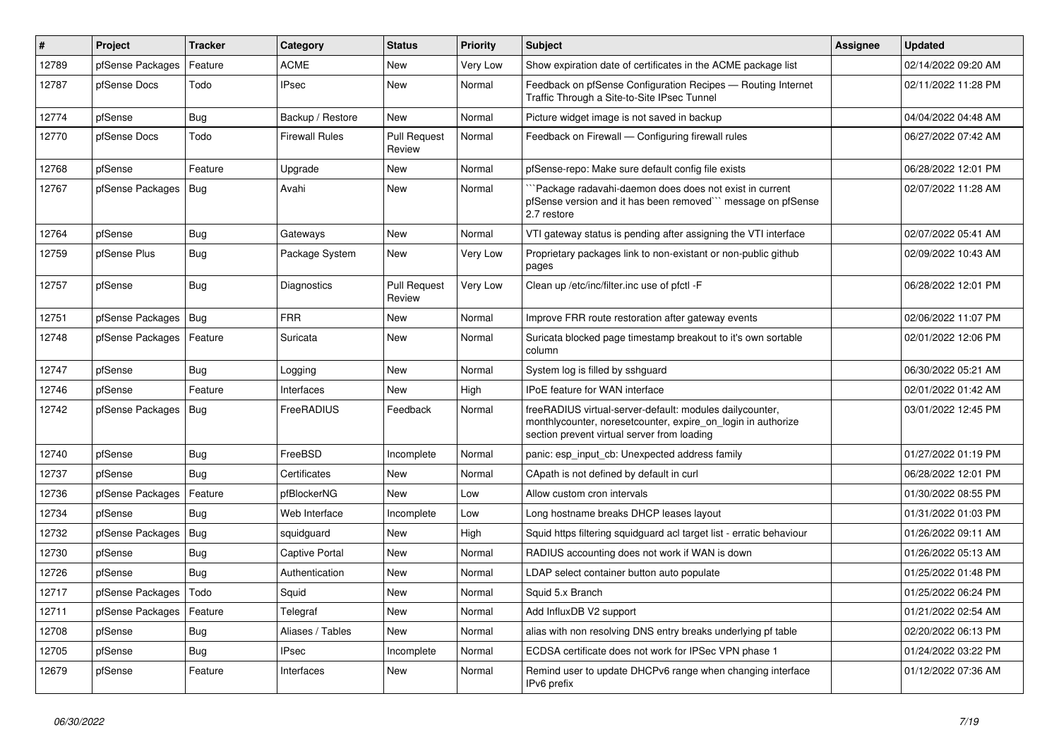| # | Project | Tracker | Category | Status | Priority | Subject | Assignee | Updated |
|---|---|---|---|---|---|---|---|---|
| 12789 | pfSense Packages | Feature | ACME | New | Very Low | Show expiration date of certificates in the ACME package list | | 02/14/2022 09:20 AM |
| 12787 | pfSense Docs | Todo | IPsec | New | Normal | Feedback on pfSense Configuration Recipes — Routing Internet Traffic Through a Site-to-Site IPsec Tunnel | | 02/11/2022 11:28 PM |
| 12774 | pfSense | Bug | Backup / Restore | New | Normal | Picture widget image is not saved in backup | | 04/04/2022 04:48 AM |
| 12770 | pfSense Docs | Todo | Firewall Rules | Pull Request Review | Normal | Feedback on Firewall — Configuring firewall rules | | 06/27/2022 07:42 AM |
| 12768 | pfSense | Feature | Upgrade | New | Normal | pfSense-repo: Make sure default config file exists | | 06/28/2022 12:01 PM |
| 12767 | pfSense Packages | Bug | Avahi | New | Normal | ```Package radavahi-daemon does does not exist in current pfSense version and it has been removed``` message on pfSense 2.7 restore | | 02/07/2022 11:28 AM |
| 12764 | pfSense | Bug | Gateways | New | Normal | VTI gateway status is pending after assigning the VTI interface | | 02/07/2022 05:41 AM |
| 12759 | pfSense Plus | Bug | Package System | New | Very Low | Proprietary packages link to non-existant or non-public github pages | | 02/09/2022 10:43 AM |
| 12757 | pfSense | Bug | Diagnostics | Pull Request Review | Very Low | Clean up /etc/inc/filter.inc use of pfctl -F | | 06/28/2022 12:01 PM |
| 12751 | pfSense Packages | Bug | FRR | New | Normal | Improve FRR route restoration after gateway events | | 02/06/2022 11:07 PM |
| 12748 | pfSense Packages | Feature | Suricata | New | Normal | Suricata blocked page timestamp breakout to it's own sortable column | | 02/01/2022 12:06 PM |
| 12747 | pfSense | Bug | Logging | New | Normal | System log is filled by sshguard | | 06/30/2022 05:21 AM |
| 12746 | pfSense | Feature | Interfaces | New | High | IPoE feature for WAN interface | | 02/01/2022 01:42 AM |
| 12742 | pfSense Packages | Bug | FreeRADIUS | Feedback | Normal | freeRADIUS virtual-server-default: modules dailycounter, monthlycounter, noresetcounter, expire_on_login in authorize section prevent virtual server from loading | | 03/01/2022 12:45 PM |
| 12740 | pfSense | Bug | FreeBSD | Incomplete | Normal | panic: esp_input_cb: Unexpected address family | | 01/27/2022 01:19 PM |
| 12737 | pfSense | Bug | Certificates | New | Normal | CApath is not defined by default in curl | | 06/28/2022 12:01 PM |
| 12736 | pfSense Packages | Feature | pfBlockerNG | New | Low | Allow custom cron intervals | | 01/30/2022 08:55 PM |
| 12734 | pfSense | Bug | Web Interface | Incomplete | Low | Long hostname breaks DHCP leases layout | | 01/31/2022 01:03 PM |
| 12732 | pfSense Packages | Bug | squidguard | New | High | Squid https filtering squidguard acl target list - erratic behaviour | | 01/26/2022 09:11 AM |
| 12730 | pfSense | Bug | Captive Portal | New | Normal | RADIUS accounting does not work if WAN is down | | 01/26/2022 05:13 AM |
| 12726 | pfSense | Bug | Authentication | New | Normal | LDAP select container button auto populate | | 01/25/2022 01:48 PM |
| 12717 | pfSense Packages | Todo | Squid | New | Normal | Squid 5.x Branch | | 01/25/2022 06:24 PM |
| 12711 | pfSense Packages | Feature | Telegraf | New | Normal | Add InfluxDB V2 support | | 01/21/2022 02:54 AM |
| 12708 | pfSense | Bug | Aliases / Tables | New | Normal | alias with non resolving DNS entry breaks underlying pf table | | 02/20/2022 06:13 PM |
| 12705 | pfSense | Bug | IPsec | Incomplete | Normal | ECDSA certificate does not work for IPSec VPN phase 1 | | 01/24/2022 03:22 PM |
| 12679 | pfSense | Feature | Interfaces | New | Normal | Remind user to update DHCPv6 range when changing interface IPv6 prefix | | 01/12/2022 07:36 AM |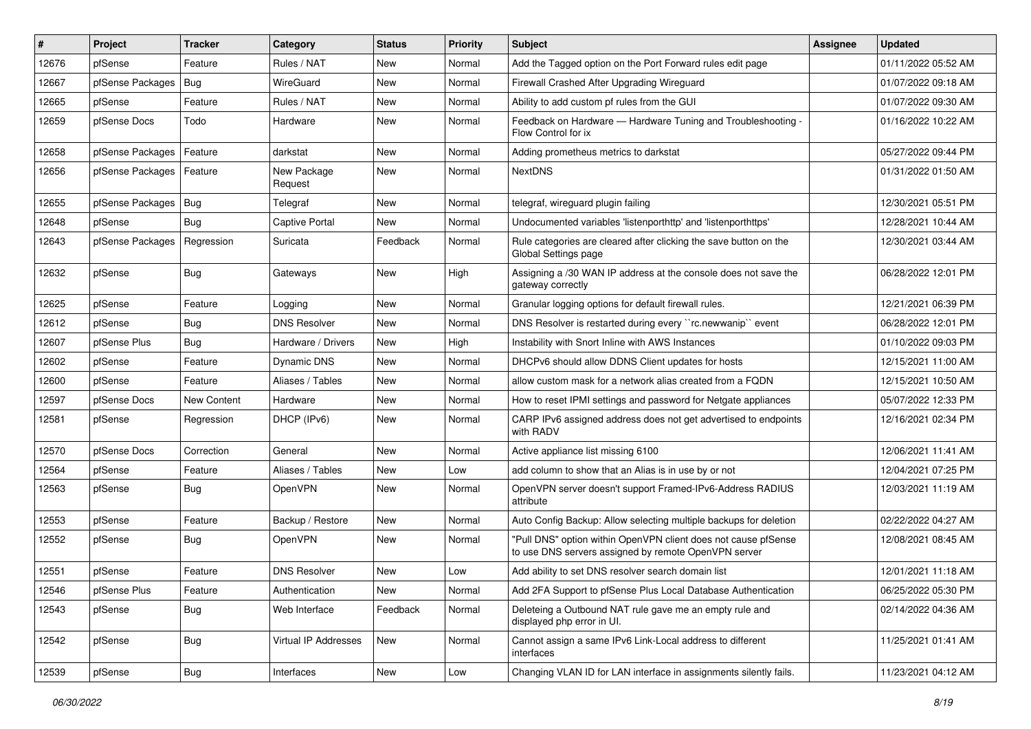| # | Project | Tracker | Category | Status | Priority | Subject | Assignee | Updated |
|---|---|---|---|---|---|---|---|---|
| 12676 | pfSense | Feature | Rules / NAT | New | Normal | Add the Tagged option on the Port Forward rules edit page | | 01/11/2022 05:52 AM |
| 12667 | pfSense Packages | Bug | WireGuard | New | Normal | Firewall Crashed After Upgrading Wireguard | | 01/07/2022 09:18 AM |
| 12665 | pfSense | Feature | Rules / NAT | New | Normal | Ability to add custom pf rules from the GUI | | 01/07/2022 09:30 AM |
| 12659 | pfSense Docs | Todo | Hardware | New | Normal | Feedback on Hardware — Hardware Tuning and Troubleshooting - Flow Control for ix | | 01/16/2022 10:22 AM |
| 12658 | pfSense Packages | Feature | darkstat | New | Normal | Adding prometheus metrics to darkstat | | 05/27/2022 09:44 PM |
| 12656 | pfSense Packages | Feature | New Package Request | New | Normal | NextDNS | | 01/31/2022 01:50 AM |
| 12655 | pfSense Packages | Bug | Telegraf | New | Normal | telegraf, wireguard plugin failing | | 12/30/2021 05:51 PM |
| 12648 | pfSense | Bug | Captive Portal | New | Normal | Undocumented variables 'listenporthttp' and 'listenporthttps' | | 12/28/2021 10:44 AM |
| 12643 | pfSense Packages | Regression | Suricata | Feedback | Normal | Rule categories are cleared after clicking the save button on the Global Settings page | | 12/30/2021 03:44 AM |
| 12632 | pfSense | Bug | Gateways | New | High | Assigning a /30 WAN IP address at the console does not save the gateway correctly | | 06/28/2022 12:01 PM |
| 12625 | pfSense | Feature | Logging | New | Normal | Granular logging options for default firewall rules. | | 12/21/2021 06:39 PM |
| 12612 | pfSense | Bug | DNS Resolver | New | Normal | DNS Resolver is restarted during every ``rc.newwanip`` event | | 06/28/2022 12:01 PM |
| 12607 | pfSense Plus | Bug | Hardware / Drivers | New | High | Instability with Snort Inline with AWS Instances | | 01/10/2022 09:03 PM |
| 12602 | pfSense | Feature | Dynamic DNS | New | Normal | DHCPv6 should allow DDNS Client updates for hosts | | 12/15/2021 11:00 AM |
| 12600 | pfSense | Feature | Aliases / Tables | New | Normal | allow custom mask for a network alias created from a FQDN | | 12/15/2021 10:50 AM |
| 12597 | pfSense Docs | New Content | Hardware | New | Normal | How to reset IPMI settings and password for Netgate appliances | | 05/07/2022 12:33 PM |
| 12581 | pfSense | Regression | DHCP (IPv6) | New | Normal | CARP IPv6 assigned address does not get advertised to endpoints with RADV | | 12/16/2021 02:34 PM |
| 12570 | pfSense Docs | Correction | General | New | Normal | Active appliance list missing 6100 | | 12/06/2021 11:41 AM |
| 12564 | pfSense | Feature | Aliases / Tables | New | Low | add column to show that an Alias is in use by or not | | 12/04/2021 07:25 PM |
| 12563 | pfSense | Bug | OpenVPN | New | Normal | OpenVPN server doesn't support Framed-IPv6-Address RADIUS attribute | | 12/03/2021 11:19 AM |
| 12553 | pfSense | Feature | Backup / Restore | New | Normal | Auto Config Backup: Allow selecting multiple backups for deletion | | 02/22/2022 04:27 AM |
| 12552 | pfSense | Bug | OpenVPN | New | Normal | "Pull DNS" option within OpenVPN client does not cause pfSense to use DNS servers assigned by remote OpenVPN server | | 12/08/2021 08:45 AM |
| 12551 | pfSense | Feature | DNS Resolver | New | Low | Add ability to set DNS resolver search domain list | | 12/01/2021 11:18 AM |
| 12546 | pfSense Plus | Feature | Authentication | New | Normal | Add 2FA Support to pfSense Plus Local Database Authentication | | 06/25/2022 05:30 PM |
| 12543 | pfSense | Bug | Web Interface | Feedback | Normal | Deleteing a Outbound NAT rule gave me an empty rule and displayed php error in UI. | | 02/14/2022 04:36 AM |
| 12542 | pfSense | Bug | Virtual IP Addresses | New | Normal | Cannot assign a same IPv6 Link-Local address to different interfaces | | 11/25/2021 01:41 AM |
| 12539 | pfSense | Bug | Interfaces | New | Low | Changing VLAN ID for LAN interface in assignments silently fails. | | 11/23/2021 04:12 AM |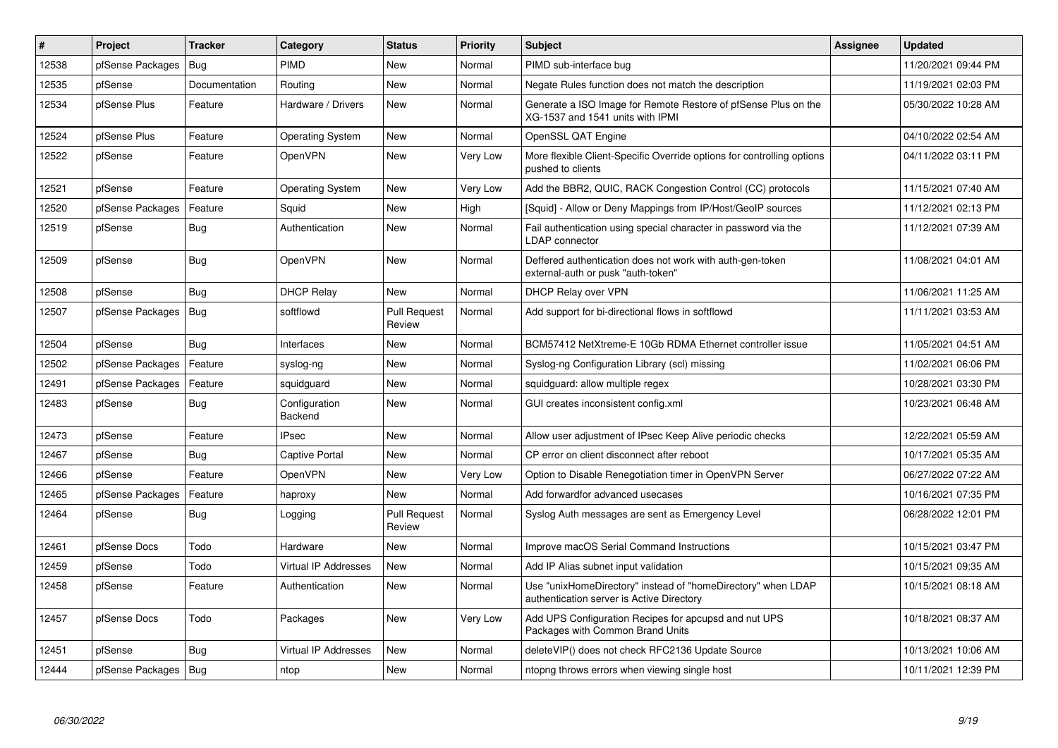| # | Project | Tracker | Category | Status | Priority | Subject | Assignee | Updated |
|---|---|---|---|---|---|---|---|---|
| 12538 | pfSense Packages | Bug | PIMD | New | Normal | PIMD sub-interface bug | | 11/20/2021 09:44 PM |
| 12535 | pfSense | Documentation | Routing | New | Normal | Negate Rules function does not match the description | | 11/19/2021 02:03 PM |
| 12534 | pfSense Plus | Feature | Hardware / Drivers | New | Normal | Generate a ISO Image for Remote Restore of pfSense Plus on the XG-1537 and 1541 units with IPMI | | 05/30/2022 10:28 AM |
| 12524 | pfSense Plus | Feature | Operating System | New | Normal | OpenSSL QAT Engine | | 04/10/2022 02:54 AM |
| 12522 | pfSense | Feature | OpenVPN | New | Very Low | More flexible Client-Specific Override options for controlling options pushed to clients | | 04/11/2022 03:11 PM |
| 12521 | pfSense | Feature | Operating System | New | Very Low | Add the BBR2, QUIC, RACK Congestion Control (CC) protocols | | 11/15/2021 07:40 AM |
| 12520 | pfSense Packages | Feature | Squid | New | High | [Squid] - Allow or Deny Mappings from IP/Host/GeoIP sources | | 11/12/2021 02:13 PM |
| 12519 | pfSense | Bug | Authentication | New | Normal | Fail authentication using special character in password via the LDAP connector | | 11/12/2021 07:39 AM |
| 12509 | pfSense | Bug | OpenVPN | New | Normal | Deffered authentication does not work with auth-gen-token external-auth or pusk "auth-token" | | 11/08/2021 04:01 AM |
| 12508 | pfSense | Bug | DHCP Relay | New | Normal | DHCP Relay over VPN | | 11/06/2021 11:25 AM |
| 12507 | pfSense Packages | Bug | softflowd | Pull Request Review | Normal | Add support for bi-directional flows in softflowd | | 11/11/2021 03:53 AM |
| 12504 | pfSense | Bug | Interfaces | New | Normal | BCM57412 NetXtreme-E 10Gb RDMA Ethernet controller issue | | 11/05/2021 04:51 AM |
| 12502 | pfSense Packages | Feature | syslog-ng | New | Normal | Syslog-ng Configuration Library (scl) missing | | 11/02/2021 06:06 PM |
| 12491 | pfSense Packages | Feature | squidguard | New | Normal | squidguard: allow multiple regex | | 10/28/2021 03:30 PM |
| 12483 | pfSense | Bug | Configuration Backend | New | Normal | GUI creates inconsistent config.xml | | 10/23/2021 06:48 AM |
| 12473 | pfSense | Feature | IPsec | New | Normal | Allow user adjustment of IPsec Keep Alive periodic checks | | 12/22/2021 05:59 AM |
| 12467 | pfSense | Bug | Captive Portal | New | Normal | CP error on client disconnect after reboot | | 10/17/2021 05:35 AM |
| 12466 | pfSense | Feature | OpenVPN | New | Very Low | Option to Disable Renegotiation timer in OpenVPN Server | | 06/27/2022 07:22 AM |
| 12465 | pfSense Packages | Feature | haproxy | New | Normal | Add forwardfor advanced usecases | | 10/16/2021 07:35 PM |
| 12464 | pfSense | Bug | Logging | Pull Request Review | Normal | Syslog Auth messages are sent as Emergency Level | | 06/28/2022 12:01 PM |
| 12461 | pfSense Docs | Todo | Hardware | New | Normal | Improve macOS Serial Command Instructions | | 10/15/2021 03:47 PM |
| 12459 | pfSense | Todo | Virtual IP Addresses | New | Normal | Add IP Alias subnet input validation | | 10/15/2021 09:35 AM |
| 12458 | pfSense | Feature | Authentication | New | Normal | Use "unixHomeDirectory" instead of "homeDirectory" when LDAP authentication server is Active Directory | | 10/15/2021 08:18 AM |
| 12457 | pfSense Docs | Todo | Packages | New | Very Low | Add UPS Configuration Recipes for apcupsd and nut UPS Packages with Common Brand Units | | 10/18/2021 08:37 AM |
| 12451 | pfSense | Bug | Virtual IP Addresses | New | Normal | deleteVIP() does not check RFC2136 Update Source | | 10/13/2021 10:06 AM |
| 12444 | pfSense Packages | Bug | ntop | New | Normal | ntopng throws errors when viewing single host | | 10/11/2021 12:39 PM |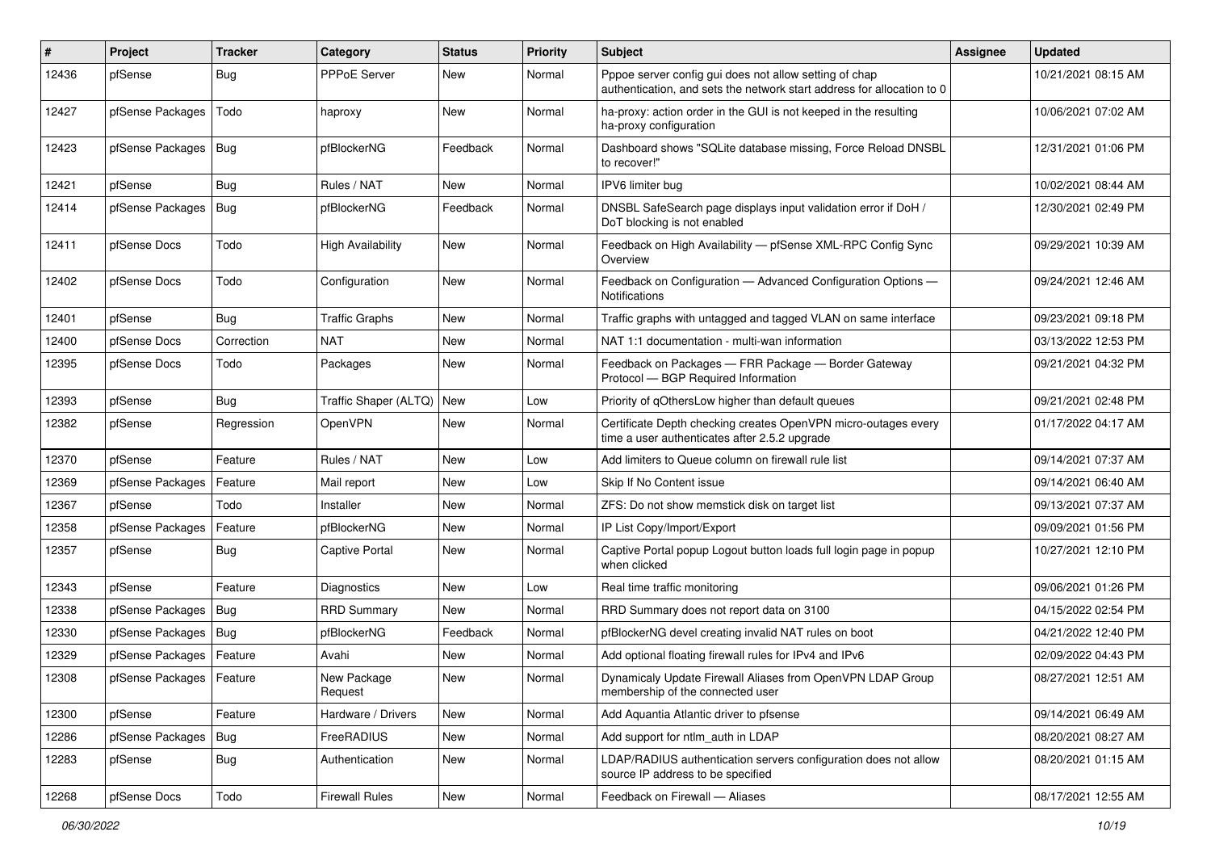| # | Project | Tracker | Category | Status | Priority | Subject | Assignee | Updated |
|---|---|---|---|---|---|---|---|---|
| 12436 | pfSense | Bug | PPPoE Server | New | Normal | Pppoe server config gui does not allow setting of chap authentication, and sets the network start address for allocation to 0 | | 10/21/2021 08:15 AM |
| 12427 | pfSense Packages | Todo | haproxy | New | Normal | ha-proxy: action order in the GUI is not keeped in the resulting ha-proxy configuration | | 10/06/2021 07:02 AM |
| 12423 | pfSense Packages | Bug | pfBlockerNG | Feedback | Normal | Dashboard shows "SQLite database missing, Force Reload DNSBL to recover!" | | 12/31/2021 01:06 PM |
| 12421 | pfSense | Bug | Rules / NAT | New | Normal | IPV6 limiter bug | | 10/02/2021 08:44 AM |
| 12414 | pfSense Packages | Bug | pfBlockerNG | Feedback | Normal | DNSBL SafeSearch page displays input validation error if DoH / DoT blocking is not enabled | | 12/30/2021 02:49 PM |
| 12411 | pfSense Docs | Todo | High Availability | New | Normal | Feedback on High Availability — pfSense XML-RPC Config Sync Overview | | 09/29/2021 10:39 AM |
| 12402 | pfSense Docs | Todo | Configuration | New | Normal | Feedback on Configuration — Advanced Configuration Options — Notifications | | 09/24/2021 12:46 AM |
| 12401 | pfSense | Bug | Traffic Graphs | New | Normal | Traffic graphs with untagged and tagged VLAN on same interface | | 09/23/2021 09:18 PM |
| 12400 | pfSense Docs | Correction | NAT | New | Normal | NAT 1:1 documentation - multi-wan information | | 03/13/2022 12:53 PM |
| 12395 | pfSense Docs | Todo | Packages | New | Normal | Feedback on Packages — FRR Package — Border Gateway Protocol — BGP Required Information | | 09/21/2021 04:32 PM |
| 12393 | pfSense | Bug | Traffic Shaper (ALTQ) | New | Low | Priority of qOthersLow higher than default queues | | 09/21/2021 02:48 PM |
| 12382 | pfSense | Regression | OpenVPN | New | Normal | Certificate Depth checking creates OpenVPN micro-outages every time a user authenticates after 2.5.2 upgrade | | 01/17/2022 04:17 AM |
| 12370 | pfSense | Feature | Rules / NAT | New | Low | Add limiters to Queue column on firewall rule list | | 09/14/2021 07:37 AM |
| 12369 | pfSense Packages | Feature | Mail report | New | Low | Skip If No Content issue | | 09/14/2021 06:40 AM |
| 12367 | pfSense | Todo | Installer | New | Normal | ZFS: Do not show memstick disk on target list | | 09/13/2021 07:37 AM |
| 12358 | pfSense Packages | Feature | pfBlockerNG | New | Normal | IP List Copy/Import/Export | | 09/09/2021 01:56 PM |
| 12357 | pfSense | Bug | Captive Portal | New | Normal | Captive Portal popup Logout button loads full login page in popup when clicked | | 10/27/2021 12:10 PM |
| 12343 | pfSense | Feature | Diagnostics | New | Low | Real time traffic monitoring | | 09/06/2021 01:26 PM |
| 12338 | pfSense Packages | Bug | RRD Summary | New | Normal | RRD Summary does not report data on 3100 | | 04/15/2022 02:54 PM |
| 12330 | pfSense Packages | Bug | pfBlockerNG | Feedback | Normal | pfBlockerNG devel creating invalid NAT rules on boot | | 04/21/2022 12:40 PM |
| 12329 | pfSense Packages | Feature | Avahi | New | Normal | Add optional floating firewall rules for IPv4 and IPv6 | | 02/09/2022 04:43 PM |
| 12308 | pfSense Packages | Feature | New Package Request | New | Normal | Dynamicaly Update Firewall Aliases from OpenVPN LDAP Group membership of the connected user | | 08/27/2021 12:51 AM |
| 12300 | pfSense | Feature | Hardware / Drivers | New | Normal | Add Aquantia Atlantic driver to pfsense | | 09/14/2021 06:49 AM |
| 12286 | pfSense Packages | Bug | FreeRADIUS | New | Normal | Add support for ntlm_auth in LDAP | | 08/20/2021 08:27 AM |
| 12283 | pfSense | Bug | Authentication | New | Normal | LDAP/RADIUS authentication servers configuration does not allow source IP address to be specified | | 08/20/2021 01:15 AM |
| 12268 | pfSense Docs | Todo | Firewall Rules | New | Normal | Feedback on Firewall — Aliases | | 08/17/2021 12:55 AM |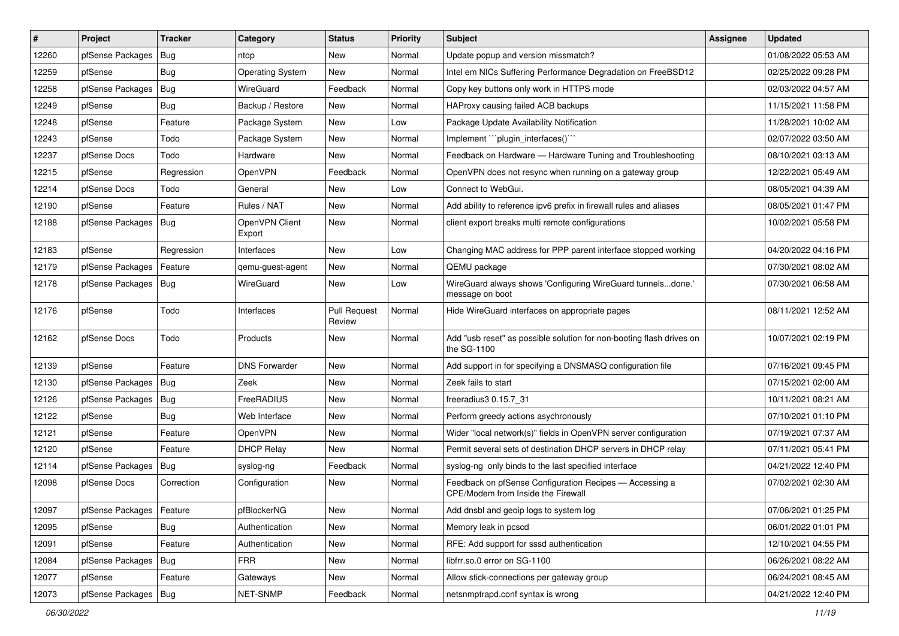| # | Project | Tracker | Category | Status | Priority | Subject | Assignee | Updated |
|---|---|---|---|---|---|---|---|---|
| 12260 | pfSense Packages | Bug | ntop | New | Normal | Update popup and version missmatch? | | 01/08/2022 05:53 AM |
| 12259 | pfSense | Bug | Operating System | New | Normal | Intel em NICs Suffering Performance Degradation on FreeBSD12 | | 02/25/2022 09:28 PM |
| 12258 | pfSense Packages | Bug | WireGuard | Feedback | Normal | Copy key buttons only work in HTTPS mode | | 02/03/2022 04:57 AM |
| 12249 | pfSense | Bug | Backup / Restore | New | Normal | HAProxy causing failed ACB backups | | 11/15/2021 11:58 PM |
| 12248 | pfSense | Feature | Package System | New | Low | Package Update Availability Notification | | 11/28/2021 10:02 AM |
| 12243 | pfSense | Todo | Package System | New | Normal | Implement ```plugin_interfaces()``` | | 02/07/2022 03:50 AM |
| 12237 | pfSense Docs | Todo | Hardware | New | Normal | Feedback on Hardware — Hardware Tuning and Troubleshooting | | 08/10/2021 03:13 AM |
| 12215 | pfSense | Regression | OpenVPN | Feedback | Normal | OpenVPN does not resync when running on a gateway group | | 12/22/2021 05:49 AM |
| 12214 | pfSense Docs | Todo | General | New | Low | Connect to WebGui. | | 08/05/2021 04:39 AM |
| 12190 | pfSense | Feature | Rules / NAT | New | Normal | Add ability to reference ipv6 prefix in firewall rules and aliases | | 08/05/2021 01:47 PM |
| 12188 | pfSense Packages | Bug | OpenVPN Client Export | New | Normal | client export breaks multi remote configurations | | 10/02/2021 05:58 PM |
| 12183 | pfSense | Regression | Interfaces | New | Low | Changing MAC address for PPP parent interface stopped working | | 04/20/2022 04:16 PM |
| 12179 | pfSense Packages | Feature | qemu-guest-agent | New | Normal | QEMU package | | 07/30/2021 08:02 AM |
| 12178 | pfSense Packages | Bug | WireGuard | New | Low | WireGuard always shows 'Configuring WireGuard tunnels...done.' message on boot | | 07/30/2021 06:58 AM |
| 12176 | pfSense | Todo | Interfaces | Pull Request Review | Normal | Hide WireGuard interfaces on appropriate pages | | 08/11/2021 12:52 AM |
| 12162 | pfSense Docs | Todo | Products | New | Normal | Add "usb reset" as possible solution for non-booting flash drives on the SG-1100 | | 10/07/2021 02:19 PM |
| 12139 | pfSense | Feature | DNS Forwarder | New | Normal | Add support in for specifying a DNSMASQ configuration file | | 07/16/2021 09:45 PM |
| 12130 | pfSense Packages | Bug | Zeek | New | Normal | Zeek fails to start | | 07/15/2021 02:00 AM |
| 12126 | pfSense Packages | Bug | FreeRADIUS | New | Normal | freeradius3 0.15.7_31 | | 10/11/2021 08:21 AM |
| 12122 | pfSense | Bug | Web Interface | New | Normal | Perform greedy actions asychronously | | 07/10/2021 01:10 PM |
| 12121 | pfSense | Feature | OpenVPN | New | Normal | Wider "local network(s)" fields in OpenVPN server configuration | | 07/19/2021 07:37 AM |
| 12120 | pfSense | Feature | DHCP Relay | New | Normal | Permit several sets of destination DHCP servers in DHCP relay | | 07/11/2021 05:41 PM |
| 12114 | pfSense Packages | Bug | syslog-ng | Feedback | Normal | syslog-ng only binds to the last specified interface | | 04/21/2022 12:40 PM |
| 12098 | pfSense Docs | Correction | Configuration | New | Normal | Feedback on pfSense Configuration Recipes — Accessing a CPE/Modem from Inside the Firewall | | 07/02/2021 02:30 AM |
| 12097 | pfSense Packages | Feature | pfBlockerNG | New | Normal | Add dnsbl and geoip logs to system log | | 07/06/2021 01:25 PM |
| 12095 | pfSense | Bug | Authentication | New | Normal | Memory leak in pcscd | | 06/01/2022 01:01 PM |
| 12091 | pfSense | Feature | Authentication | New | Normal | RFE: Add support for sssd authentication | | 12/10/2021 04:55 PM |
| 12084 | pfSense Packages | Bug | FRR | New | Normal | libfrr.so.0 error on SG-1100 | | 06/26/2021 08:22 AM |
| 12077 | pfSense | Feature | Gateways | New | Normal | Allow stick-connections per gateway group | | 06/24/2021 08:45 AM |
| 12073 | pfSense Packages | Bug | NET-SNMP | Feedback | Normal | netsnmptrapd.conf syntax is wrong | | 04/21/2022 12:40 PM |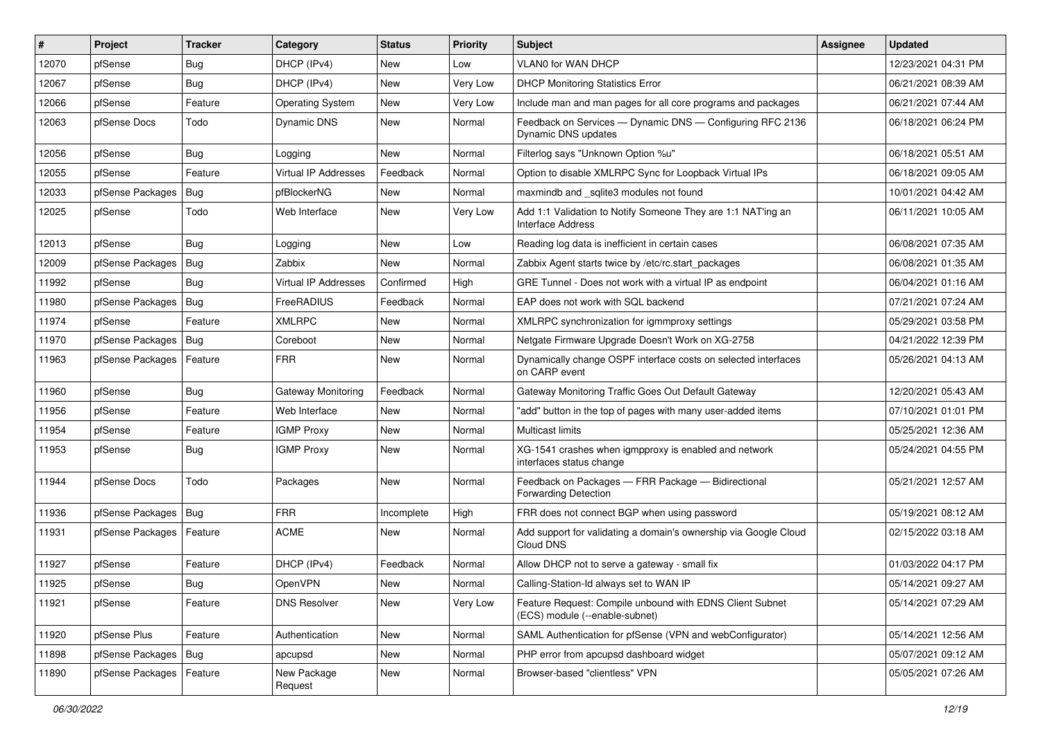| # | Project | Tracker | Category | Status | Priority | Subject | Assignee | Updated |
|---|---|---|---|---|---|---|---|---|
| 12070 | pfSense | Bug | DHCP (IPv4) | New | Low | VLAN0 for WAN DHCP | | 12/23/2021 04:31 PM |
| 12067 | pfSense | Bug | DHCP (IPv4) | New | Very Low | DHCP Monitoring Statistics Error | | 06/21/2021 08:39 AM |
| 12066 | pfSense | Feature | Operating System | New | Very Low | Include man and man pages for all core programs and packages | | 06/21/2021 07:44 AM |
| 12063 | pfSense Docs | Todo | Dynamic DNS | New | Normal | Feedback on Services — Dynamic DNS — Configuring RFC 2136 Dynamic DNS updates | | 06/18/2021 06:24 PM |
| 12056 | pfSense | Bug | Logging | New | Normal | Filterlog says "Unknown Option %u" | | 06/18/2021 05:51 AM |
| 12055 | pfSense | Feature | Virtual IP Addresses | Feedback | Normal | Option to disable XMLRPC Sync for Loopback Virtual IPs | | 06/18/2021 09:05 AM |
| 12033 | pfSense Packages | Bug | pfBlockerNG | New | Normal | maxmindb and _sqlite3 modules not found | | 10/01/2021 04:42 AM |
| 12025 | pfSense | Todo | Web Interface | New | Very Low | Add 1:1 Validation to Notify Someone They are 1:1 NAT'ing an Interface Address | | 06/11/2021 10:05 AM |
| 12013 | pfSense | Bug | Logging | New | Low | Reading log data is inefficient in certain cases | | 06/08/2021 07:35 AM |
| 12009 | pfSense Packages | Bug | Zabbix | New | Normal | Zabbix Agent starts twice by /etc/rc.start_packages | | 06/08/2021 01:35 AM |
| 11992 | pfSense | Bug | Virtual IP Addresses | Confirmed | High | GRE Tunnel - Does not work with a virtual IP as endpoint | | 06/04/2021 01:16 AM |
| 11980 | pfSense Packages | Bug | FreeRADIUS | Feedback | Normal | EAP does not work with SQL backend | | 07/21/2021 07:24 AM |
| 11974 | pfSense | Feature | XMLRPC | New | Normal | XMLRPC synchronization for igmmproxy settings | | 05/29/2021 03:58 PM |
| 11970 | pfSense Packages | Bug | Coreboot | New | Normal | Netgate Firmware Upgrade Doesn't Work on XG-2758 | | 04/21/2022 12:39 PM |
| 11963 | pfSense Packages | Feature | FRR | New | Normal | Dynamically change OSPF interface costs on selected interfaces on CARP event | | 05/26/2021 04:13 AM |
| 11960 | pfSense | Bug | Gateway Monitoring | Feedback | Normal | Gateway Monitoring Traffic Goes Out Default Gateway | | 12/20/2021 05:43 AM |
| 11956 | pfSense | Feature | Web Interface | New | Normal | "add" button in the top of pages with many user-added items | | 07/10/2021 01:01 PM |
| 11954 | pfSense | Feature | IGMP Proxy | New | Normal | Multicast limits | | 05/25/2021 12:36 AM |
| 11953 | pfSense | Bug | IGMP Proxy | New | Normal | XG-1541 crashes when igmpproxy is enabled and network interfaces status change | | 05/24/2021 04:55 PM |
| 11944 | pfSense Docs | Todo | Packages | New | Normal | Feedback on Packages — FRR Package — Bidirectional Forwarding Detection | | 05/21/2021 12:57 AM |
| 11936 | pfSense Packages | Bug | FRR | Incomplete | High | FRR does not connect BGP when using password | | 05/19/2021 08:12 AM |
| 11931 | pfSense Packages | Feature | ACME | New | Normal | Add support for validating a domain's ownership via Google Cloud Cloud DNS | | 02/15/2022 03:18 AM |
| 11927 | pfSense | Feature | DHCP (IPv4) | Feedback | Normal | Allow DHCP not to serve a gateway - small fix | | 01/03/2022 04:17 PM |
| 11925 | pfSense | Bug | OpenVPN | New | Normal | Calling-Station-Id always set to WAN IP | | 05/14/2021 09:27 AM |
| 11921 | pfSense | Feature | DNS Resolver | New | Very Low | Feature Request: Compile unbound with EDNS Client Subnet (ECS) module (--enable-subnet) | | 05/14/2021 07:29 AM |
| 11920 | pfSense Plus | Feature | Authentication | New | Normal | SAML Authentication for pfSense (VPN and webConfigurator) | | 05/14/2021 12:56 AM |
| 11898 | pfSense Packages | Bug | apcupsd | New | Normal | PHP error from apcupsd dashboard widget | | 05/07/2021 09:12 AM |
| 11890 | pfSense Packages | Feature | New Package Request | New | Normal | Browser-based "clientless" VPN | | 05/05/2021 07:26 AM |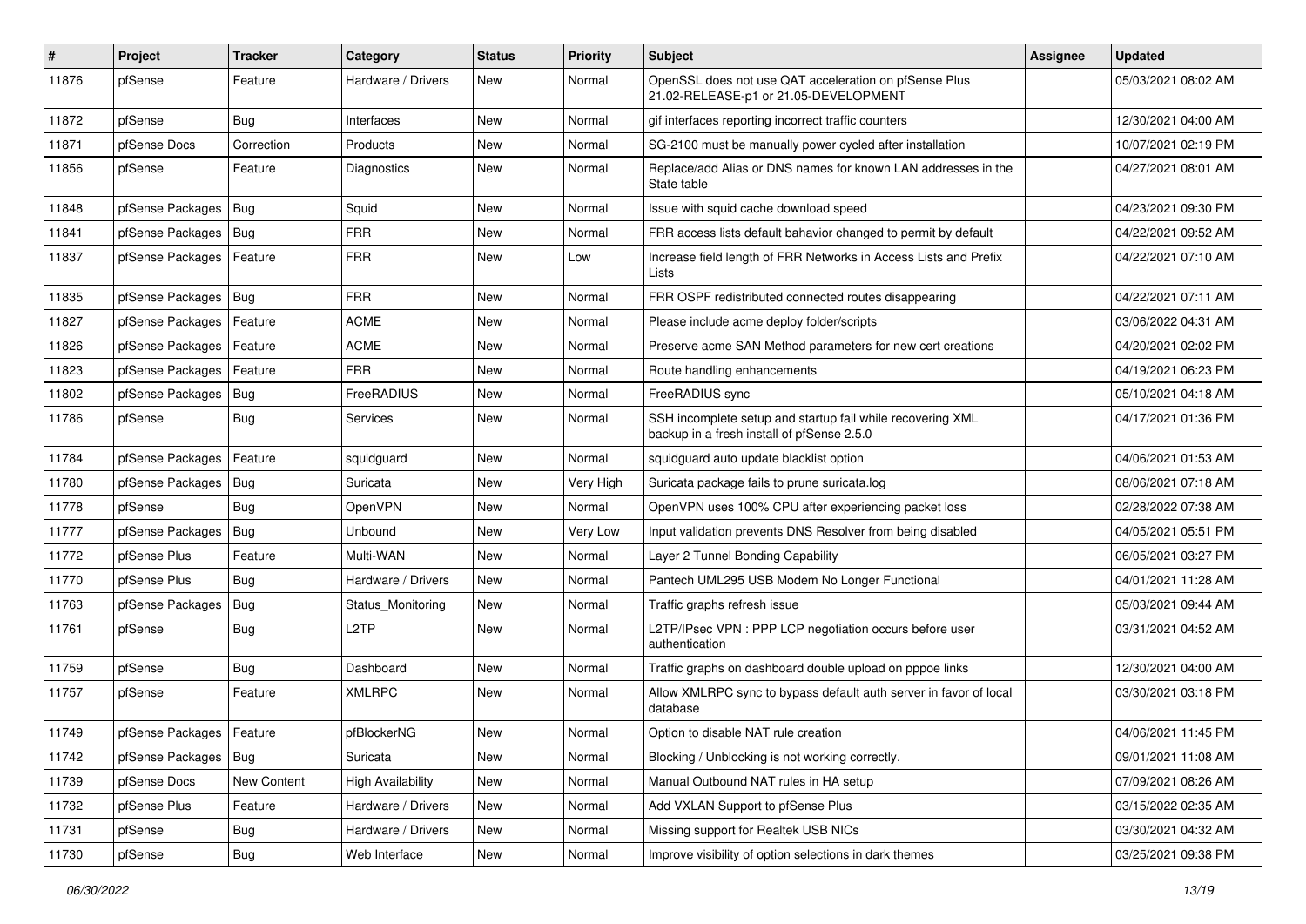| # | Project | Tracker | Category | Status | Priority | Subject | Assignee | Updated |
|---|---|---|---|---|---|---|---|---|
| 11876 | pfSense | Feature | Hardware / Drivers | New | Normal | OpenSSL does not use QAT acceleration on pfSense Plus 21.02-RELEASE-p1 or 21.05-DEVELOPMENT | | 05/03/2021 08:02 AM |
| 11872 | pfSense | Bug | Interfaces | New | Normal | gif interfaces reporting incorrect traffic counters | | 12/30/2021 04:00 AM |
| 11871 | pfSense Docs | Correction | Products | New | Normal | SG-2100 must be manually power cycled after installation | | 10/07/2021 02:19 PM |
| 11856 | pfSense | Feature | Diagnostics | New | Normal | Replace/add Alias or DNS names for known LAN addresses in the State table | | 04/27/2021 08:01 AM |
| 11848 | pfSense Packages | Bug | Squid | New | Normal | Issue with squid cache download speed | | 04/23/2021 09:30 PM |
| 11841 | pfSense Packages | Bug | FRR | New | Normal | FRR access lists default bahavior changed to permit by default | | 04/22/2021 09:52 AM |
| 11837 | pfSense Packages | Feature | FRR | New | Low | Increase field length of FRR Networks in Access Lists and Prefix Lists | | 04/22/2021 07:10 AM |
| 11835 | pfSense Packages | Bug | FRR | New | Normal | FRR OSPF redistributed connected routes disappearing | | 04/22/2021 07:11 AM |
| 11827 | pfSense Packages | Feature | ACME | New | Normal | Please include acme deploy folder/scripts | | 03/06/2022 04:31 AM |
| 11826 | pfSense Packages | Feature | ACME | New | Normal | Preserve acme SAN Method parameters for new cert creations | | 04/20/2021 02:02 PM |
| 11823 | pfSense Packages | Feature | FRR | New | Normal | Route handling enhancements | | 04/19/2021 06:23 PM |
| 11802 | pfSense Packages | Bug | FreeRADIUS | New | Normal | FreeRADIUS sync | | 05/10/2021 04:18 AM |
| 11786 | pfSense | Bug | Services | New | Normal | SSH incomplete setup and startup fail while recovering XML backup in a fresh install of pfSense 2.5.0 | | 04/17/2021 01:36 PM |
| 11784 | pfSense Packages | Feature | squidguard | New | Normal | squidguard auto update blacklist option | | 04/06/2021 01:53 AM |
| 11780 | pfSense Packages | Bug | Suricata | New | Very High | Suricata package fails to prune suricata.log | | 08/06/2021 07:18 AM |
| 11778 | pfSense | Bug | OpenVPN | New | Normal | OpenVPN uses 100% CPU after experiencing packet loss | | 02/28/2022 07:38 AM |
| 11777 | pfSense Packages | Bug | Unbound | New | Very Low | Input validation prevents DNS Resolver from being disabled | | 04/05/2021 05:51 PM |
| 11772 | pfSense Plus | Feature | Multi-WAN | New | Normal | Layer 2 Tunnel Bonding Capability | | 06/05/2021 03:27 PM |
| 11770 | pfSense Plus | Bug | Hardware / Drivers | New | Normal | Pantech UML295 USB Modem No Longer Functional | | 04/01/2021 11:28 AM |
| 11763 | pfSense Packages | Bug | Status_Monitoring | New | Normal | Traffic graphs refresh issue | | 05/03/2021 09:44 AM |
| 11761 | pfSense | Bug | L2TP | New | Normal | L2TP/IPsec VPN : PPP LCP negotiation occurs before user authentication | | 03/31/2021 04:52 AM |
| 11759 | pfSense | Bug | Dashboard | New | Normal | Traffic graphs on dashboard double upload on pppoe links | | 12/30/2021 04:00 AM |
| 11757 | pfSense | Feature | XMLRPC | New | Normal | Allow XMLRPC sync to bypass default auth server in favor of local database | | 03/30/2021 03:18 PM |
| 11749 | pfSense Packages | Feature | pfBlockerNG | New | Normal | Option to disable NAT rule creation | | 04/06/2021 11:45 PM |
| 11742 | pfSense Packages | Bug | Suricata | New | Normal | Blocking / Unblocking is not working correctly. | | 09/01/2021 11:08 AM |
| 11739 | pfSense Docs | New Content | High Availability | New | Normal | Manual Outbound NAT rules in HA setup | | 07/09/2021 08:26 AM |
| 11732 | pfSense Plus | Feature | Hardware / Drivers | New | Normal | Add VXLAN Support to pfSense Plus | | 03/15/2022 02:35 AM |
| 11731 | pfSense | Bug | Hardware / Drivers | New | Normal | Missing support for Realtek USB NICs | | 03/30/2021 04:32 AM |
| 11730 | pfSense | Bug | Web Interface | New | Normal | Improve visibility of option selections in dark themes | | 03/25/2021 09:38 PM |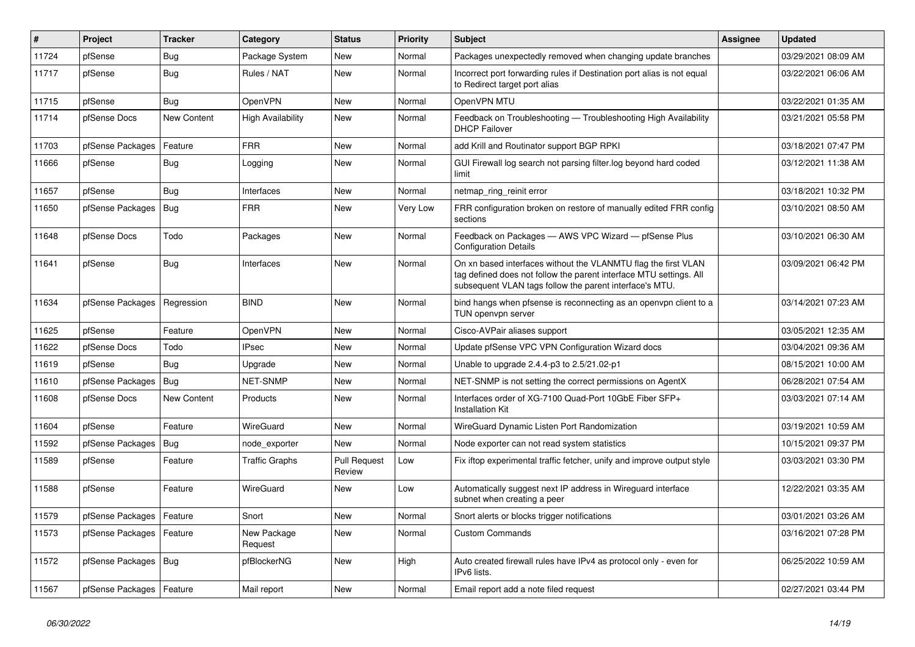| # | Project | Tracker | Category | Status | Priority | Subject | Assignee | Updated |
|---|---|---|---|---|---|---|---|---|
| 11724 | pfSense | Bug | Package System | New | Normal | Packages unexpectedly removed when changing update branches | | 03/29/2021 08:09 AM |
| 11717 | pfSense | Bug | Rules / NAT | New | Normal | Incorrect port forwarding rules if Destination port alias is not equal to Redirect target port alias | | 03/22/2021 06:06 AM |
| 11715 | pfSense | Bug | OpenVPN | New | Normal | OpenVPN MTU | | 03/22/2021 01:35 AM |
| 11714 | pfSense Docs | New Content | High Availability | New | Normal | Feedback on Troubleshooting — Troubleshooting High Availability DHCP Failover | | 03/21/2021 05:58 PM |
| 11703 | pfSense Packages | Feature | FRR | New | Normal | add Krill and Routinator support BGP RPKI | | 03/18/2021 07:47 PM |
| 11666 | pfSense | Bug | Logging | New | Normal | GUI Firewall log search not parsing filter.log beyond hard coded limit | | 03/12/2021 11:38 AM |
| 11657 | pfSense | Bug | Interfaces | New | Normal | netmap_ring_reinit error | | 03/18/2021 10:32 PM |
| 11650 | pfSense Packages | Bug | FRR | New | Very Low | FRR configuration broken on restore of manually edited FRR config sections | | 03/10/2021 08:50 AM |
| 11648 | pfSense Docs | Todo | Packages | New | Normal | Feedback on Packages — AWS VPC Wizard — pfSense Plus Configuration Details | | 03/10/2021 06:30 AM |
| 11641 | pfSense | Bug | Interfaces | New | Normal | On xn based interfaces without the VLANMTU flag the first VLAN tag defined does not follow the parent interface MTU settings. All subsequent VLAN tags follow the parent interface's MTU. | | 03/09/2021 06:42 PM |
| 11634 | pfSense Packages | Regression | BIND | New | Normal | bind hangs when pfsense is reconnecting as an openvpn client to a TUN openvpn server | | 03/14/2021 07:23 AM |
| 11625 | pfSense | Feature | OpenVPN | New | Normal | Cisco-AVPair aliases support | | 03/05/2021 12:35 AM |
| 11622 | pfSense Docs | Todo | IPsec | New | Normal | Update pfSense VPC VPN Configuration Wizard docs | | 03/04/2021 09:36 AM |
| 11619 | pfSense | Bug | Upgrade | New | Normal | Unable to upgrade 2.4.4-p3 to 2.5/21.02-p1 | | 08/15/2021 10:00 AM |
| 11610 | pfSense Packages | Bug | NET-SNMP | New | Normal | NET-SNMP is not setting the correct permissions on AgentX | | 06/28/2021 07:54 AM |
| 11608 | pfSense Docs | New Content | Products | New | Normal | Interfaces order of XG-7100 Quad-Port 10GbE Fiber SFP+ Installation Kit | | 03/03/2021 07:14 AM |
| 11604 | pfSense | Feature | WireGuard | New | Normal | WireGuard Dynamic Listen Port Randomization | | 03/19/2021 10:59 AM |
| 11592 | pfSense Packages | Bug | node_exporter | New | Normal | Node exporter can not read system statistics | | 10/15/2021 09:37 PM |
| 11589 | pfSense | Feature | Traffic Graphs | Pull Request Review | Low | Fix iftop experimental traffic fetcher, unify and improve output style | | 03/03/2021 03:30 PM |
| 11588 | pfSense | Feature | WireGuard | New | Low | Automatically suggest next IP address in Wireguard interface subnet when creating a peer | | 12/22/2021 03:35 AM |
| 11579 | pfSense Packages | Feature | Snort | New | Normal | Snort alerts or blocks trigger notifications | | 03/01/2021 03:26 AM |
| 11573 | pfSense Packages | Feature | New Package Request | New | Normal | Custom Commands | | 03/16/2021 07:28 PM |
| 11572 | pfSense Packages | Bug | pfBlockerNG | New | High | Auto created firewall rules have IPv4 as protocol only - even for IPv6 lists. | | 06/25/2022 10:59 AM |
| 11567 | pfSense Packages | Feature | Mail report | New | Normal | Email report add a note filed request | | 02/27/2021 03:44 PM |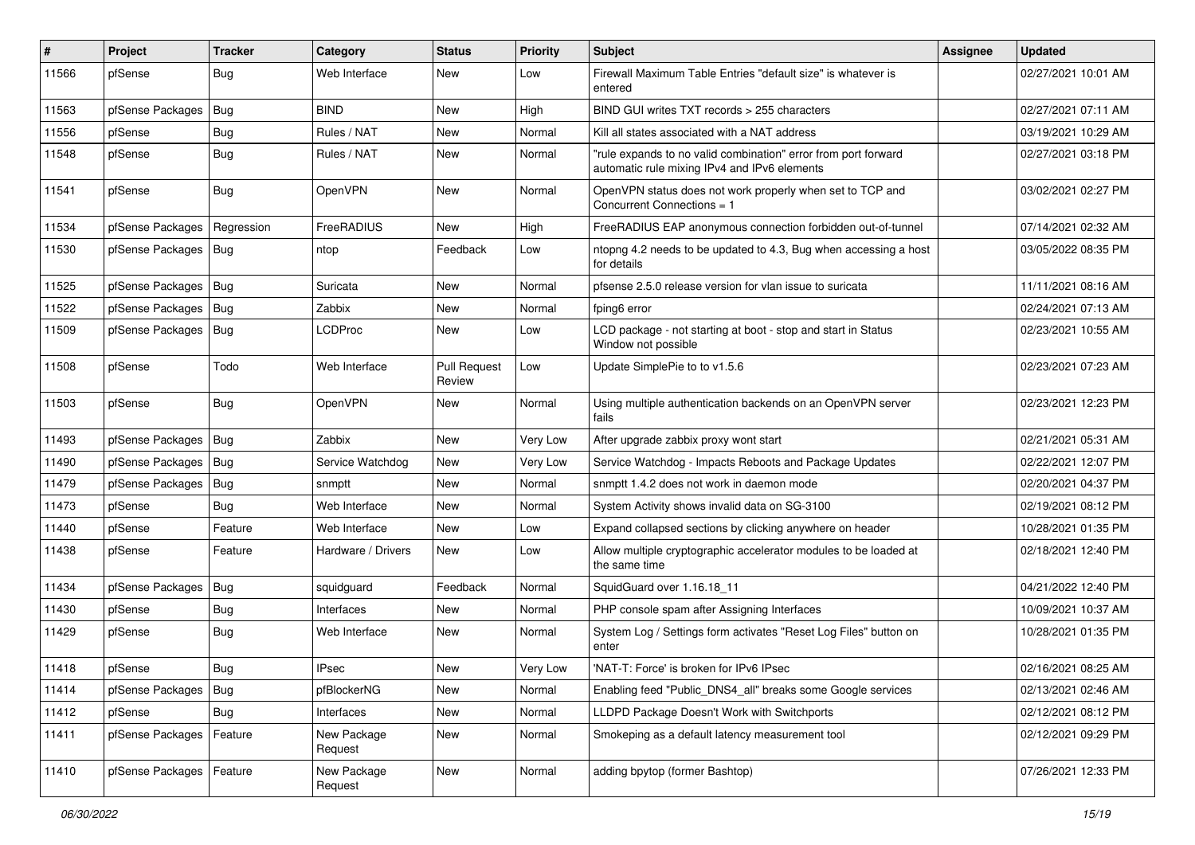| # | Project | Tracker | Category | Status | Priority | Subject | Assignee | Updated |
|---|---|---|---|---|---|---|---|---|
| 11566 | pfSense | Bug | Web Interface | New | Low | Firewall Maximum Table Entries "default size" is whatever is entered | | 02/27/2021 10:01 AM |
| 11563 | pfSense Packages | Bug | BIND | New | High | BIND GUI writes TXT records > 255 characters | | 02/27/2021 07:11 AM |
| 11556 | pfSense | Bug | Rules / NAT | New | Normal | Kill all states associated with a NAT address | | 03/19/2021 10:29 AM |
| 11548 | pfSense | Bug | Rules / NAT | New | Normal | "rule expands to no valid combination" error from port forward automatic rule mixing IPv4 and IPv6 elements | | 02/27/2021 03:18 PM |
| 11541 | pfSense | Bug | OpenVPN | New | Normal | OpenVPN status does not work properly when set to TCP and Concurrent Connections = 1 | | 03/02/2021 02:27 PM |
| 11534 | pfSense Packages | Regression | FreeRADIUS | New | High | FreeRADIUS EAP anonymous connection forbidden out-of-tunnel | | 07/14/2021 02:32 AM |
| 11530 | pfSense Packages | Bug | ntop | Feedback | Low | ntopng 4.2 needs to be updated to 4.3, Bug when accessing a host for details | | 03/05/2022 08:35 PM |
| 11525 | pfSense Packages | Bug | Suricata | New | Normal | pfsense 2.5.0 release version for vlan issue to suricata | | 11/11/2021 08:16 AM |
| 11522 | pfSense Packages | Bug | Zabbix | New | Normal | fping6 error | | 02/24/2021 07:13 AM |
| 11509 | pfSense Packages | Bug | LCDProc | New | Low | LCD package - not starting at boot - stop and start in Status Window not possible | | 02/23/2021 10:55 AM |
| 11508 | pfSense | Todo | Web Interface | Pull Request Review | Low | Update SimplePie to to v1.5.6 | | 02/23/2021 07:23 AM |
| 11503 | pfSense | Bug | OpenVPN | New | Normal | Using multiple authentication backends on an OpenVPN server fails | | 02/23/2021 12:23 PM |
| 11493 | pfSense Packages | Bug | Zabbix | New | Very Low | After upgrade zabbix proxy wont start | | 02/21/2021 05:31 AM |
| 11490 | pfSense Packages | Bug | Service Watchdog | New | Very Low | Service Watchdog - Impacts Reboots and Package Updates | | 02/22/2021 12:07 PM |
| 11479 | pfSense Packages | Bug | snmptt | New | Normal | snmptt 1.4.2 does not work in daemon mode | | 02/20/2021 04:37 PM |
| 11473 | pfSense | Bug | Web Interface | New | Normal | System Activity shows invalid data on SG-3100 | | 02/19/2021 08:12 PM |
| 11440 | pfSense | Feature | Web Interface | New | Low | Expand collapsed sections by clicking anywhere on header | | 10/28/2021 01:35 PM |
| 11438 | pfSense | Feature | Hardware / Drivers | New | Low | Allow multiple cryptographic accelerator modules to be loaded at the same time | | 02/18/2021 12:40 PM |
| 11434 | pfSense Packages | Bug | squidguard | Feedback | Normal | SquidGuard over 1.16.18_11 | | 04/21/2022 12:40 PM |
| 11430 | pfSense | Bug | Interfaces | New | Normal | PHP console spam after Assigning Interfaces | | 10/09/2021 10:37 AM |
| 11429 | pfSense | Bug | Web Interface | New | Normal | System Log / Settings form activates "Reset Log Files" button on enter | | 10/28/2021 01:35 PM |
| 11418 | pfSense | Bug | IPsec | New | Very Low | 'NAT-T: Force' is broken for IPv6 IPsec | | 02/16/2021 08:25 AM |
| 11414 | pfSense Packages | Bug | pfBlockerNG | New | Normal | Enabling feed "Public_DNS4_all" breaks some Google services | | 02/13/2021 02:46 AM |
| 11412 | pfSense | Bug | Interfaces | New | Normal | LLDPD Package Doesn't Work with Switchports | | 02/12/2021 08:12 PM |
| 11411 | pfSense Packages | Feature | New Package Request | New | Normal | Smokeping as a default latency measurement tool | | 02/12/2021 09:29 PM |
| 11410 | pfSense Packages | Feature | New Package Request | New | Normal | adding bpytop (former Bashtop) | | 07/26/2021 12:33 PM |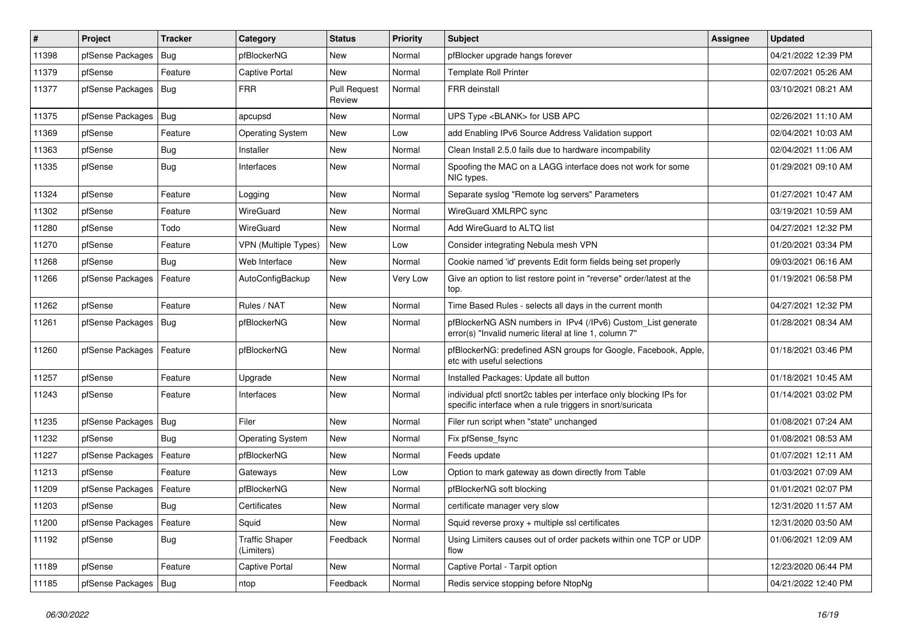| # | Project | Tracker | Category | Status | Priority | Subject | Assignee | Updated |
|---|---|---|---|---|---|---|---|---|
| 11398 | pfSense Packages | Bug | pfBlockerNG | New | Normal | pfBlocker upgrade hangs forever | | 04/21/2022 12:39 PM |
| 11379 | pfSense | Feature | Captive Portal | New | Normal | Template Roll Printer | | 02/07/2021 05:26 AM |
| 11377 | pfSense Packages | Bug | FRR | Pull Request Review | Normal | FRR deinstall | | 03/10/2021 08:21 AM |
| 11375 | pfSense Packages | Bug | apcupsd | New | Normal | UPS Type <BLANK> for USB APC | | 02/26/2021 11:10 AM |
| 11369 | pfSense | Feature | Operating System | New | Low | add Enabling IPv6 Source Address Validation support | | 02/04/2021 10:03 AM |
| 11363 | pfSense | Bug | Installer | New | Normal | Clean Install 2.5.0 fails due to hardware incompability | | 02/04/2021 11:06 AM |
| 11335 | pfSense | Bug | Interfaces | New | Normal | Spoofing the MAC on a LAGG interface does not work for some NIC types. | | 01/29/2021 09:10 AM |
| 11324 | pfSense | Feature | Logging | New | Normal | Separate syslog "Remote log servers" Parameters | | 01/27/2021 10:47 AM |
| 11302 | pfSense | Feature | WireGuard | New | Normal | WireGuard XMLRPC sync | | 03/19/2021 10:59 AM |
| 11280 | pfSense | Todo | WireGuard | New | Normal | Add WireGuard to ALTQ list | | 04/27/2021 12:32 PM |
| 11270 | pfSense | Feature | VPN (Multiple Types) | New | Low | Consider integrating Nebula mesh VPN | | 01/20/2021 03:34 PM |
| 11268 | pfSense | Bug | Web Interface | New | Normal | Cookie named 'id' prevents Edit form fields being set properly | | 09/03/2021 06:16 AM |
| 11266 | pfSense Packages | Feature | AutoConfigBackup | New | Very Low | Give an option to list restore point in "reverse" order/latest at the top. | | 01/19/2021 06:58 PM |
| 11262 | pfSense | Feature | Rules / NAT | New | Normal | Time Based Rules - selects all days in the current month | | 04/27/2021 12:32 PM |
| 11261 | pfSense Packages | Bug | pfBlockerNG | New | Normal | pfBlockerNG ASN numbers in IPv4 (/IPv6) Custom_List generate error(s) "Invalid numeric literal at line 1, column 7" | | 01/28/2021 08:34 AM |
| 11260 | pfSense Packages | Feature | pfBlockerNG | New | Normal | pfBlockerNG: predefined ASN groups for Google, Facebook, Apple, etc with useful selections | | 01/18/2021 03:46 PM |
| 11257 | pfSense | Feature | Upgrade | New | Normal | Installed Packages: Update all button | | 01/18/2021 10:45 AM |
| 11243 | pfSense | Feature | Interfaces | New | Normal | individual pfctl snort2c tables per interface only blocking IPs for specific interface when a rule triggers in snort/suricata | | 01/14/2021 03:02 PM |
| 11235 | pfSense Packages | Bug | Filer | New | Normal | Filer run script when "state" unchanged | | 01/08/2021 07:24 AM |
| 11232 | pfSense | Bug | Operating System | New | Normal | Fix pfSense_fsync | | 01/08/2021 08:53 AM |
| 11227 | pfSense Packages | Feature | pfBlockerNG | New | Normal | Feeds update | | 01/07/2021 12:11 AM |
| 11213 | pfSense | Feature | Gateways | New | Low | Option to mark gateway as down directly from Table | | 01/03/2021 07:09 AM |
| 11209 | pfSense Packages | Feature | pfBlockerNG | New | Normal | pfBlockerNG soft blocking | | 01/01/2021 02:07 PM |
| 11203 | pfSense | Bug | Certificates | New | Normal | certificate manager very slow | | 12/31/2020 11:57 AM |
| 11200 | pfSense Packages | Feature | Squid | New | Normal | Squid reverse proxy + multiple ssl certificates | | 12/31/2020 03:50 AM |
| 11192 | pfSense | Bug | Traffic Shaper (Limiters) | Feedback | Normal | Using Limiters causes out of order packets within one TCP or UDP flow | | 01/06/2021 12:09 AM |
| 11189 | pfSense | Feature | Captive Portal | New | Normal | Captive Portal - Tarpit option | | 12/23/2020 06:44 PM |
| 11185 | pfSense Packages | Bug | ntop | Feedback | Normal | Redis service stopping before NtopNg | | 04/21/2022 12:40 PM |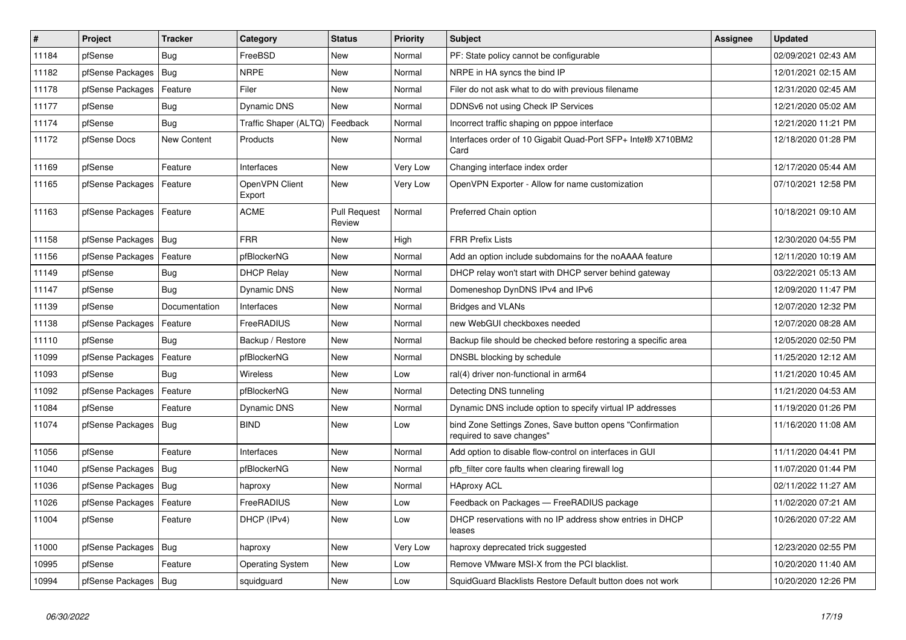| # | Project | Tracker | Category | Status | Priority | Subject | Assignee | Updated |
|---|---|---|---|---|---|---|---|---|
| 11184 | pfSense | Bug | FreeBSD | New | Normal | PF: State policy cannot be configurable | | 02/09/2021 02:43 AM |
| 11182 | pfSense Packages | Bug | NRPE | New | Normal | NRPE in HA syncs the bind IP | | 12/01/2021 02:15 AM |
| 11178 | pfSense Packages | Feature | Filer | New | Normal | Filer do not ask what to do with previous filename | | 12/31/2020 02:45 AM |
| 11177 | pfSense | Bug | Dynamic DNS | New | Normal | DDNSv6 not using Check IP Services | | 12/21/2020 05:02 AM |
| 11174 | pfSense | Bug | Traffic Shaper (ALTQ) | Feedback | Normal | Incorrect traffic shaping on pppoe interface | | 12/21/2020 11:21 PM |
| 11172 | pfSense Docs | New Content | Products | New | Normal | Interfaces order of 10 Gigabit Quad-Port SFP+ Intel® X710BM2 Card | | 12/18/2020 01:28 PM |
| 11169 | pfSense | Feature | Interfaces | New | Very Low | Changing interface index order | | 12/17/2020 05:44 AM |
| 11165 | pfSense Packages | Feature | OpenVPN Client Export | New | Very Low | OpenVPN Exporter - Allow for name customization | | 07/10/2021 12:58 PM |
| 11163 | pfSense Packages | Feature | ACME | Pull Request Review | Normal | Preferred Chain option | | 10/18/2021 09:10 AM |
| 11158 | pfSense Packages | Bug | FRR | New | High | FRR Prefix Lists | | 12/30/2020 04:55 PM |
| 11156 | pfSense Packages | Feature | pfBlockerNG | New | Normal | Add an option include subdomains for the noAAAA feature | | 12/11/2020 10:19 AM |
| 11149 | pfSense | Bug | DHCP Relay | New | Normal | DHCP relay won't start with DHCP server behind gateway | | 03/22/2021 05:13 AM |
| 11147 | pfSense | Bug | Dynamic DNS | New | Normal | Domeneshop DynDNS IPv4 and IPv6 | | 12/09/2020 11:47 PM |
| 11139 | pfSense | Documentation | Interfaces | New | Normal | Bridges and VLANs | | 12/07/2020 12:32 PM |
| 11138 | pfSense Packages | Feature | FreeRADIUS | New | Normal | new WebGUI checkboxes needed | | 12/07/2020 08:28 AM |
| 11110 | pfSense | Bug | Backup / Restore | New | Normal | Backup file should be checked before restoring a specific area | | 12/05/2020 02:50 PM |
| 11099 | pfSense Packages | Feature | pfBlockerNG | New | Normal | DNSBL blocking by schedule | | 11/25/2020 12:12 AM |
| 11093 | pfSense | Bug | Wireless | New | Low | ral(4) driver non-functional in arm64 | | 11/21/2020 10:45 AM |
| 11092 | pfSense Packages | Feature | pfBlockerNG | New | Normal | Detecting DNS tunneling | | 11/21/2020 04:53 AM |
| 11084 | pfSense | Feature | Dynamic DNS | New | Normal | Dynamic DNS include option to specify virtual IP addresses | | 11/19/2020 01:26 PM |
| 11074 | pfSense Packages | Bug | BIND | New | Low | bind Zone Settings Zones, Save button opens "Confirmation required to save changes" | | 11/16/2020 11:08 AM |
| 11056 | pfSense | Feature | Interfaces | New | Normal | Add option to disable flow-control on interfaces in GUI | | 11/11/2020 04:41 PM |
| 11040 | pfSense Packages | Bug | pfBlockerNG | New | Normal | pfb_filter core faults when clearing firewall log | | 11/07/2020 01:44 PM |
| 11036 | pfSense Packages | Bug | haproxy | New | Normal | HAproxy ACL | | 02/11/2022 11:27 AM |
| 11026 | pfSense Packages | Feature | FreeRADIUS | New | Low | Feedback on Packages — FreeRADIUS package | | 11/02/2020 07:21 AM |
| 11004 | pfSense | Feature | DHCP (IPv4) | New | Low | DHCP reservations with no IP address show entries in DHCP leases | | 10/26/2020 07:22 AM |
| 11000 | pfSense Packages | Bug | haproxy | New | Very Low | haproxy deprecated trick suggested | | 12/23/2020 02:55 PM |
| 10995 | pfSense | Feature | Operating System | New | Low | Remove VMware MSI-X from the PCI blacklist. | | 10/20/2020 11:40 AM |
| 10994 | pfSense Packages | Bug | squidguard | New | Low | SquidGuard Blacklists Restore Default button does not work | | 10/20/2020 12:26 PM |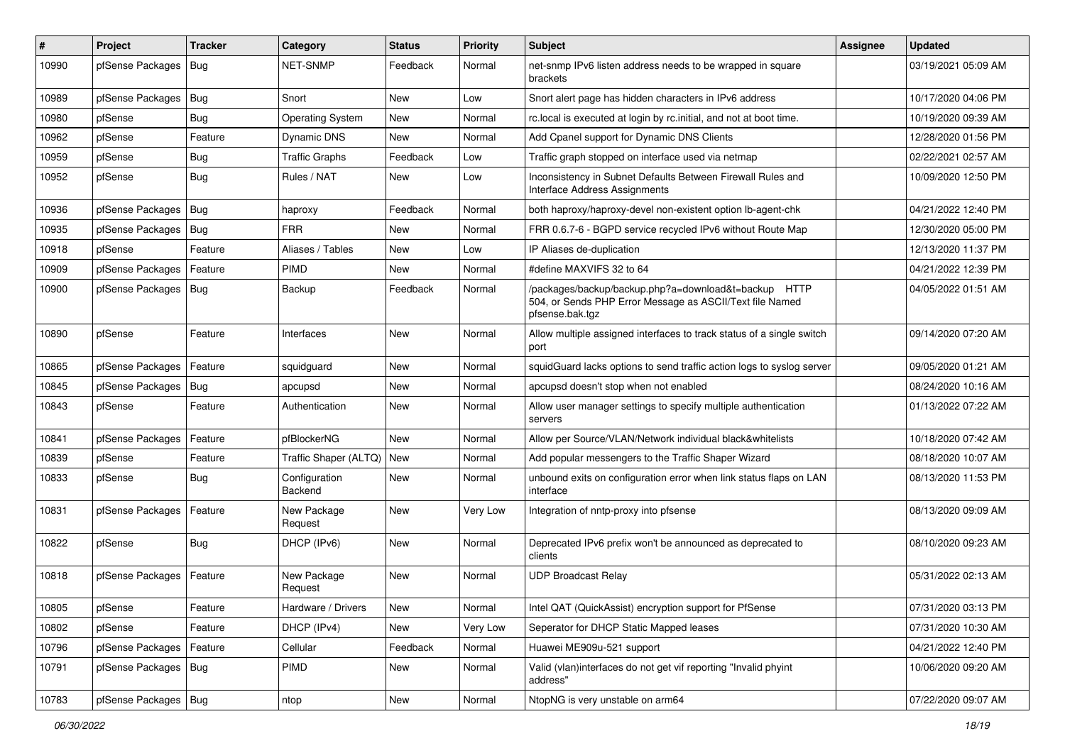| # | Project | Tracker | Category | Status | Priority | Subject | Assignee | Updated |
|---|---|---|---|---|---|---|---|---|
| 10990 | pfSense Packages | Bug | NET-SNMP | Feedback | Normal | net-snmp IPv6 listen address needs to be wrapped in square brackets | | 03/19/2021 05:09 AM |
| 10989 | pfSense Packages | Bug | Snort | New | Low | Snort alert page has hidden characters in IPv6 address | | 10/17/2020 04:06 PM |
| 10980 | pfSense | Bug | Operating System | New | Normal | rc.local is executed at login by rc.initial, and not at boot time. | | 10/19/2020 09:39 AM |
| 10962 | pfSense | Feature | Dynamic DNS | New | Normal | Add Cpanel support for Dynamic DNS Clients | | 12/28/2020 01:56 PM |
| 10959 | pfSense | Bug | Traffic Graphs | Feedback | Low | Traffic graph stopped on interface used via netmap | | 02/22/2021 02:57 AM |
| 10952 | pfSense | Bug | Rules / NAT | New | Low | Inconsistency in Subnet Defaults Between Firewall Rules and Interface Address Assignments | | 10/09/2020 12:50 PM |
| 10936 | pfSense Packages | Bug | haproxy | Feedback | Normal | both haproxy/haproxy-devel non-existent option lb-agent-chk | | 04/21/2022 12:40 PM |
| 10935 | pfSense Packages | Bug | FRR | New | Normal | FRR 0.6.7-6 - BGPD service recycled IPv6 without Route Map | | 12/30/2020 05:00 PM |
| 10918 | pfSense | Feature | Aliases / Tables | New | Low | IP Aliases de-duplication | | 12/13/2020 11:37 PM |
| 10909 | pfSense Packages | Feature | PIMD | New | Normal | #define MAXVIFS 32 to 64 | | 04/21/2022 12:39 PM |
| 10900 | pfSense Packages | Bug | Backup | Feedback | Normal | /packages/backup/backup.php?a=download&t=backup HTTP 504, or Sends PHP Error Message as ASCII/Text file Named pfsense.bak.tgz | | 04/05/2022 01:51 AM |
| 10890 | pfSense | Feature | Interfaces | New | Normal | Allow multiple assigned interfaces to track status of a single switch port | | 09/14/2020 07:20 AM |
| 10865 | pfSense Packages | Feature | squidguard | New | Normal | squidGuard lacks options to send traffic action logs to syslog server | | 09/05/2020 01:21 AM |
| 10845 | pfSense Packages | Bug | apcupsd | New | Normal | apcupsd doesn't stop when not enabled | | 08/24/2020 10:16 AM |
| 10843 | pfSense | Feature | Authentication | New | Normal | Allow user manager settings to specify multiple authentication servers | | 01/13/2022 07:22 AM |
| 10841 | pfSense Packages | Feature | pfBlockerNG | New | Normal | Allow per Source/VLAN/Network individual black&whitelists | | 10/18/2020 07:42 AM |
| 10839 | pfSense | Feature | Traffic Shaper (ALTQ) | New | Normal | Add popular messengers to the Traffic Shaper Wizard | | 08/18/2020 10:07 AM |
| 10833 | pfSense | Bug | Configuration Backend | New | Normal | unbound exits on configuration error when link status flaps on LAN interface | | 08/13/2020 11:53 PM |
| 10831 | pfSense Packages | Feature | New Package Request | New | Very Low | Integration of nntp-proxy into pfsense | | 08/13/2020 09:09 AM |
| 10822 | pfSense | Bug | DHCP (IPv6) | New | Normal | Deprecated IPv6 prefix won't be announced as deprecated to clients | | 08/10/2020 09:23 AM |
| 10818 | pfSense Packages | Feature | New Package Request | New | Normal | UDP Broadcast Relay | | 05/31/2022 02:13 AM |
| 10805 | pfSense | Feature | Hardware / Drivers | New | Normal | Intel QAT (QuickAssist) encryption support for PfSense | | 07/31/2020 03:13 PM |
| 10802 | pfSense | Feature | DHCP (IPv4) | New | Very Low | Seperator for DHCP Static Mapped leases | | 07/31/2020 10:30 AM |
| 10796 | pfSense Packages | Feature | Cellular | Feedback | Normal | Huawei ME909u-521 support | | 04/21/2022 12:40 PM |
| 10791 | pfSense Packages | Bug | PIMD | New | Normal | Valid (vlan)interfaces do not get vif reporting "Invalid phyint address" | | 10/06/2020 09:20 AM |
| 10783 | pfSense Packages | Bug | ntop | New | Normal | NtopNG is very unstable on arm64 | | 07/22/2020 09:07 AM |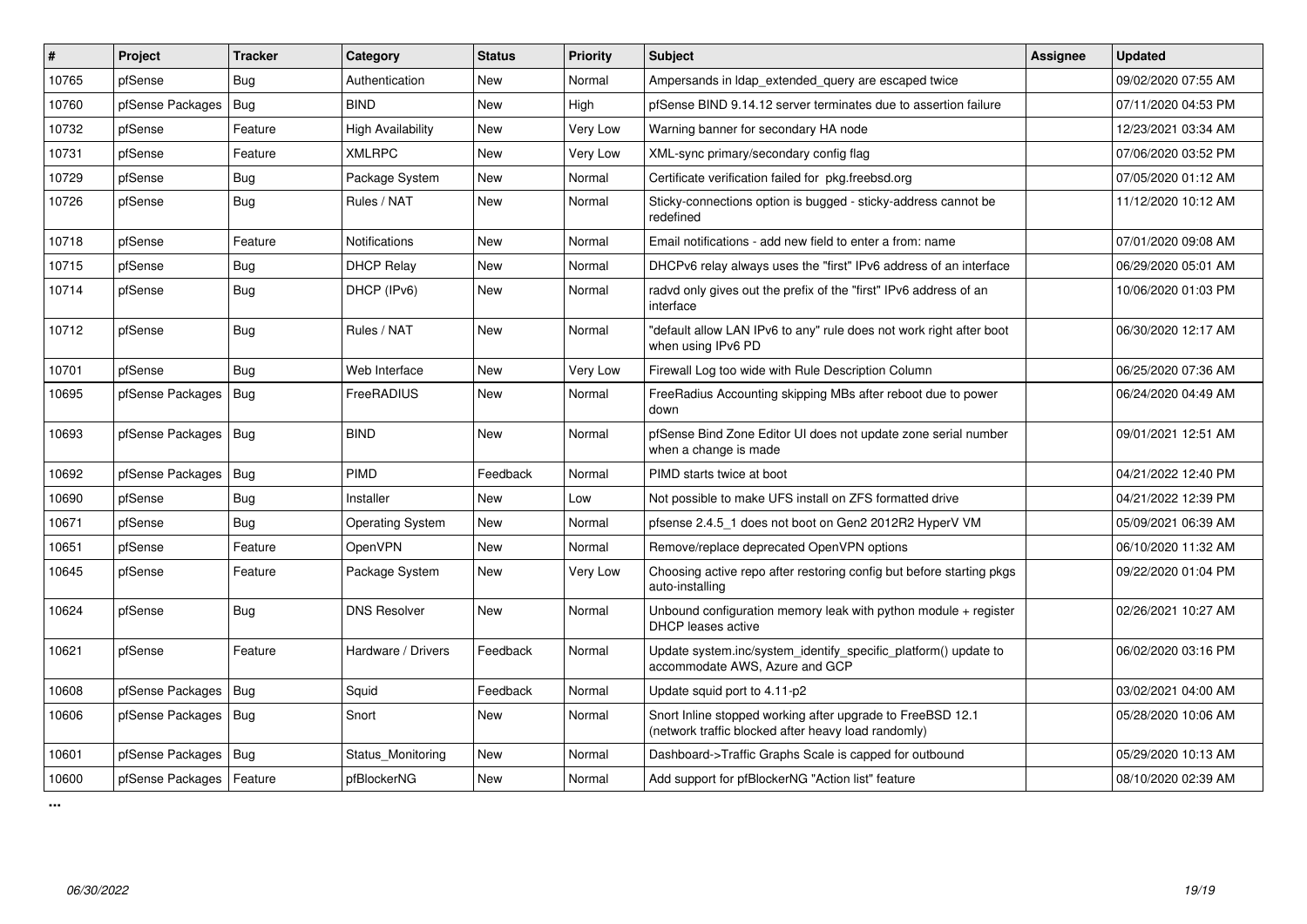| # | Project | Tracker | Category | Status | Priority | Subject | Assignee | Updated |
|---|---|---|---|---|---|---|---|---|
| 10765 | pfSense | Bug | Authentication | New | Normal | Ampersands in ldap_extended_query are escaped twice | | 09/02/2020 07:55 AM |
| 10760 | pfSense Packages | Bug | BIND | New | High | pfSense BIND 9.14.12 server terminates due to assertion failure | | 07/11/2020 04:53 PM |
| 10732 | pfSense | Feature | High Availability | New | Very Low | Warning banner for secondary HA node | | 12/23/2021 03:34 AM |
| 10731 | pfSense | Feature | XMLRPC | New | Very Low | XML-sync primary/secondary config flag | | 07/06/2020 03:52 PM |
| 10729 | pfSense | Bug | Package System | New | Normal | Certificate verification failed for pkg.freebsd.org | | 07/05/2020 01:12 AM |
| 10726 | pfSense | Bug | Rules / NAT | New | Normal | Sticky-connections option is bugged - sticky-address cannot be redefined | | 11/12/2020 10:12 AM |
| 10718 | pfSense | Feature | Notifications | New | Normal | Email notifications - add new field to enter a from: name | | 07/01/2020 09:08 AM |
| 10715 | pfSense | Bug | DHCP Relay | New | Normal | DHCPv6 relay always uses the "first" IPv6 address of an interface | | 06/29/2020 05:01 AM |
| 10714 | pfSense | Bug | DHCP (IPv6) | New | Normal | radvd only gives out the prefix of the "first" IPv6 address of an interface | | 10/06/2020 01:03 PM |
| 10712 | pfSense | Bug | Rules / NAT | New | Normal | "default allow LAN IPv6 to any" rule does not work right after boot when using IPv6 PD | | 06/30/2020 12:17 AM |
| 10701 | pfSense | Bug | Web Interface | New | Very Low | Firewall Log too wide with Rule Description Column | | 06/25/2020 07:36 AM |
| 10695 | pfSense Packages | Bug | FreeRADIUS | New | Normal | FreeRadius Accounting skipping MBs after reboot due to power down | | 06/24/2020 04:49 AM |
| 10693 | pfSense Packages | Bug | BIND | New | Normal | pfSense Bind Zone Editor UI does not update zone serial number when a change is made | | 09/01/2021 12:51 AM |
| 10692 | pfSense Packages | Bug | PIMD | Feedback | Normal | PIMD starts twice at boot | | 04/21/2022 12:40 PM |
| 10690 | pfSense | Bug | Installer | New | Low | Not possible to make UFS install on ZFS formatted drive | | 04/21/2022 12:39 PM |
| 10671 | pfSense | Bug | Operating System | New | Normal | pfsense 2.4.5_1 does not boot on Gen2 2012R2 HyperV VM | | 05/09/2021 06:39 AM |
| 10651 | pfSense | Feature | OpenVPN | New | Normal | Remove/replace deprecated OpenVPN options | | 06/10/2020 11:32 AM |
| 10645 | pfSense | Feature | Package System | New | Very Low | Choosing active repo after restoring config but before starting pkgs auto-installing | | 09/22/2020 01:04 PM |
| 10624 | pfSense | Bug | DNS Resolver | New | Normal | Unbound configuration memory leak with python module + register DHCP leases active | | 02/26/2021 10:27 AM |
| 10621 | pfSense | Feature | Hardware / Drivers | Feedback | Normal | Update system.inc/system_identify_specific_platform() update to accommodate AWS, Azure and GCP | | 06/02/2020 03:16 PM |
| 10608 | pfSense Packages | Bug | Squid | Feedback | Normal | Update squid port to 4.11-p2 | | 03/02/2021 04:00 AM |
| 10606 | pfSense Packages | Bug | Snort | New | Normal | Snort Inline stopped working after upgrade to FreeBSD 12.1 (network traffic blocked after heavy load randomly) | | 05/28/2020 10:06 AM |
| 10601 | pfSense Packages | Bug | Status_Monitoring | New | Normal | Dashboard->Traffic Graphs Scale is capped for outbound | | 05/29/2020 10:13 AM |
| 10600 | pfSense Packages | Feature | pfBlockerNG | New | Normal | Add support for pfBlockerNG "Action list" feature | | 08/10/2020 02:39 AM |

...